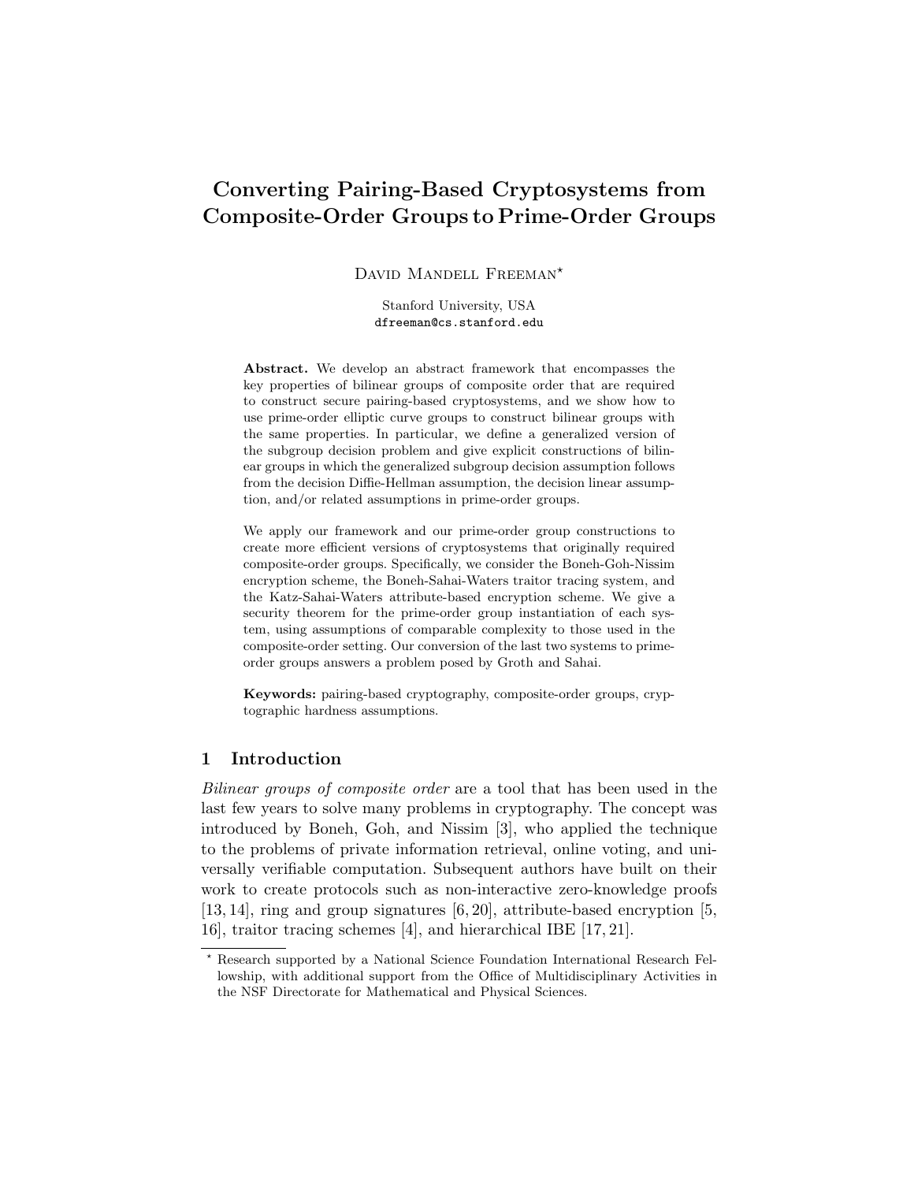# Converting Pairing-Based Cryptosystems from Composite-Order Groups to Prime-Order Groups

David Mandell Freeman*

Stanford University, USA
dfreeman@cs.stanford.edu

**Abstract.** We develop an abstract framework that encompasses the key properties of bilinear groups of composite order that are required to construct secure pairing-based cryptosystems, and we show how to use prime-order elliptic curve groups to construct bilinear groups with the same properties. In particular, we define a generalized version of the subgroup decision problem and give explicit constructions of bilinear groups in which the generalized subgroup decision assumption follows from the decision Diffie-Hellman assumption, the decision linear assumption, and/or related assumptions in prime-order groups.

We apply our framework and our prime-order group constructions to create more efficient versions of cryptosystems that originally required composite-order groups. Specifically, we consider the Boneh-Goh-Nissim encryption scheme, the Boneh-Sahai-Waters traitor tracing system, and the Katz-Sahai-Waters attribute-based encryption scheme. We give a security theorem for the prime-order group instantiation of each system, using assumptions of comparable complexity to those used in the composite-order setting. Our conversion of the last two systems to prime-order groups answers a problem posed by Groth and Sahai.

**Keywords:** pairing-based cryptography, composite-order groups, cryptographic hardness assumptions.

## 1 Introduction

*Bilinear groups of composite order* are a tool that has been used in the last few years to solve many problems in cryptography. The concept was introduced by Boneh, Goh, and Nissim [3], who applied the technique to the problems of private information retrieval, online voting, and universally verifiable computation. Subsequent authors have built on their work to create protocols such as non-interactive zero-knowledge proofs [13, 14], ring and group signatures [6, 20], attribute-based encryption [5, 16], traitor tracing schemes [4], and hierarchical IBE [17, 21].

* Research supported by a National Science Foundation International Research Fellowship, with additional support from the Office of Multidisciplinary Activities in the NSF Directorate for Mathematical and Physical Sciences.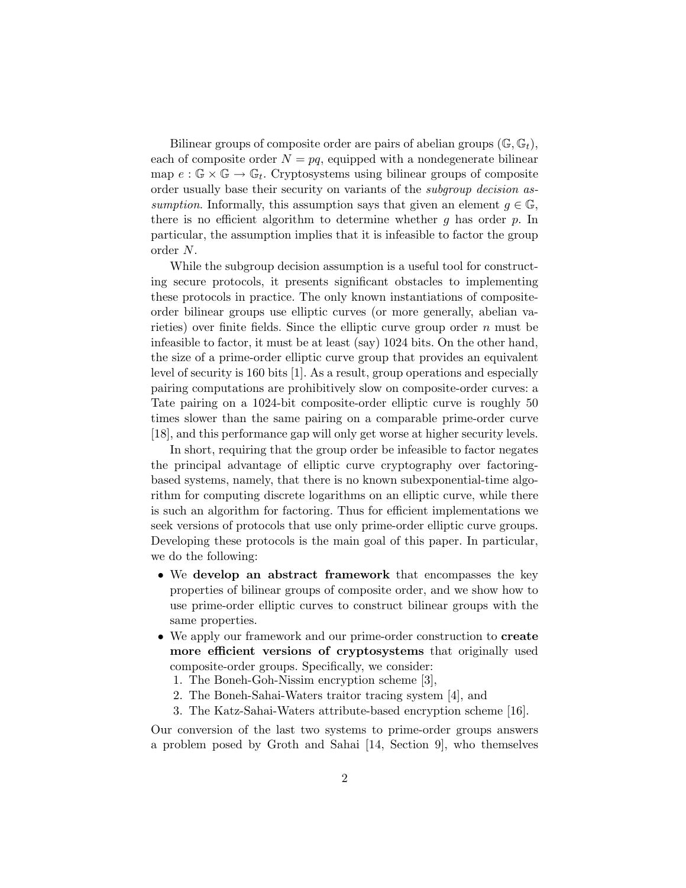Bilinear groups of composite order are pairs of abelian groups $(\mathbb{G}, \mathbb{G}_t)$, each of composite order $N = pq$, equipped with a nondegenerate bilinear map $e : \mathbb{G} \times \mathbb{G} \to \mathbb{G}_t$. Cryptosystems using bilinear groups of composite order usually base their security on variants of the *subgroup decision assumption*. Informally, this assumption says that given an element $g \in \mathbb{G}$, there is no efficient algorithm to determine whether $g$ has order $p$. In particular, the assumption implies that it is infeasible to factor the group order $N$.

While the subgroup decision assumption is a useful tool for constructing secure protocols, it presents significant obstacles to implementing these protocols in practice. The only known instantiations of composite-order bilinear groups use elliptic curves (or more generally, abelian varieties) over finite fields. Since the elliptic curve group order $n$ must be infeasible to factor, it must be at least (say) 1024 bits. On the other hand, the size of a prime-order elliptic curve group that provides an equivalent level of security is 160 bits [1]. As a result, group operations and especially pairing computations are prohibitively slow on composite-order curves: a Tate pairing on a 1024-bit composite-order elliptic curve is roughly 50 times slower than the same pairing on a comparable prime-order curve [18], and this performance gap will only get worse at higher security levels.

In short, requiring that the group order be infeasible to factor negates the principal advantage of elliptic curve cryptography over factoring-based systems, namely, that there is no known subexponential-time algorithm for computing discrete logarithms on an elliptic curve, while there is such an algorithm for factoring. Thus for efficient implementations we seek versions of protocols that use only prime-order elliptic curve groups. Developing these protocols is the main goal of this paper. In particular, we do the following:

- We **develop an abstract framework** that encompasses the key properties of bilinear groups of composite order, and we show how to use prime-order elliptic curves to construct bilinear groups with the same properties.
- We apply our framework and our prime-order construction to **create more efficient versions of cryptosystems** that originally used composite-order groups. Specifically, we consider:
  1. The Boneh-Goh-Nissim encryption scheme [3],
  2. The Boneh-Sahai-Waters traitor tracing system [4], and
  3. The Katz-Sahai-Waters attribute-based encryption scheme [16].

Our conversion of the last two systems to prime-order groups answers a problem posed by Groth and Sahai [14, Section 9], who themselves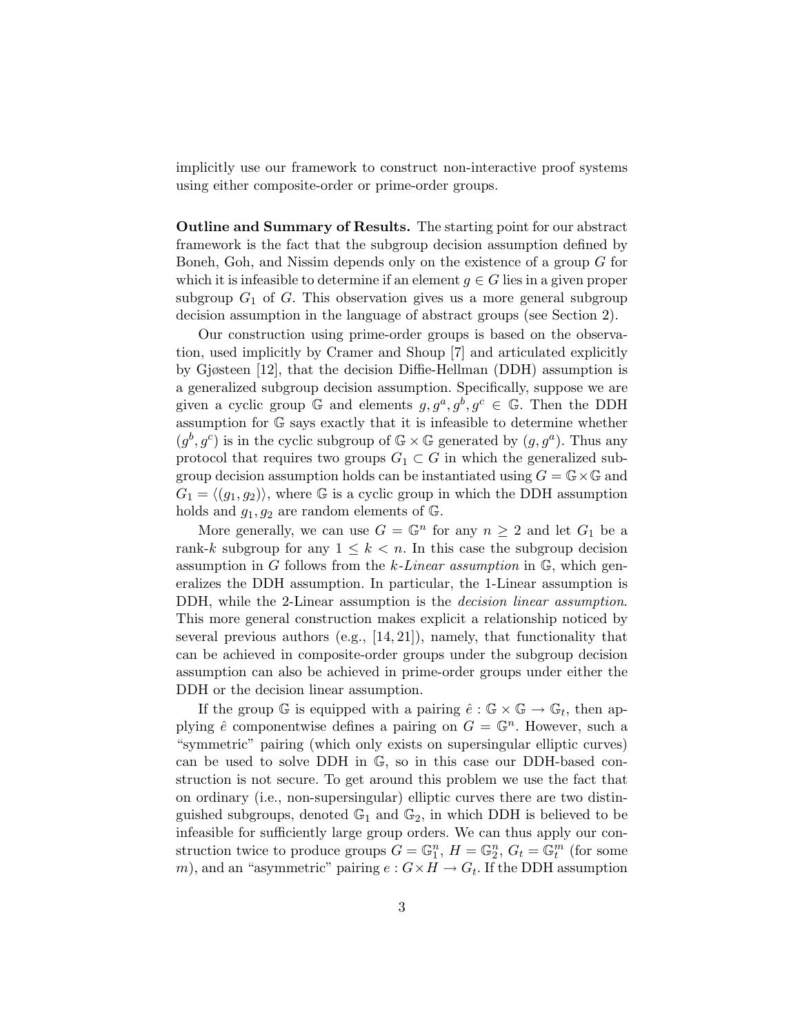implicitly use our framework to construct non-interactive proof systems using either composite-order or prime-order groups.

**Outline and Summary of Results.** The starting point for our abstract framework is the fact that the subgroup decision assumption defined by Boneh, Goh, and Nissim depends only on the existence of a group $G$ for which it is infeasible to determine if an element $g \in G$ lies in a given proper subgroup $G_1$ of $G$. This observation gives us a more general subgroup decision assumption in the language of abstract groups (see Section 2).

Our construction using prime-order groups is based on the observation, used implicitly by Cramer and Shoup [7] and articulated explicitly by Gjøsteen [12], that the decision Diffie-Hellman (DDH) assumption is a generalized subgroup decision assumption. Specifically, suppose we are given a cyclic group $\mathbb{G}$ and elements $g, g^a, g^b, g^c \in \mathbb{G}$. Then the DDH assumption for $\mathbb{G}$ says exactly that it is infeasible to determine whether $(g^b, g^c)$ is in the cyclic subgroup of $\mathbb{G} \times \mathbb{G}$ generated by $(g, g^a)$. Thus any protocol that requires two groups $G_1 \subset G$ in which the generalized subgroup decision assumption holds can be instantiated using $G = \mathbb{G} \times \mathbb{G}$ and $G_1 = \langle (g_1, g_2) \rangle$, where $\mathbb{G}$ is a cyclic group in which the DDH assumption holds and $g_1, g_2$ are random elements of $\mathbb{G}$.

More generally, we can use $G = \mathbb{G}^n$ for any $n \geq 2$ and let $G_1$ be a rank-$k$ subgroup for any $1 \leq k < n$. In this case the subgroup decision assumption in $G$ follows from the *k-Linear assumption* in $\mathbb{G}$, which generalizes the DDH assumption. In particular, the 1-Linear assumption is DDH, while the 2-Linear assumption is the *decision linear assumption*. This more general construction makes explicit a relationship noticed by several previous authors (e.g., [14, 21]), namely, that functionality that can be achieved in composite-order groups under the subgroup decision assumption can also be achieved in prime-order groups under either the DDH or the decision linear assumption.

If the group $\mathbb{G}$ is equipped with a pairing $\hat{e} : \mathbb{G} \times \mathbb{G} \to \mathbb{G}_t$, then applying $\hat{e}$ componentwise defines a pairing on $G = \mathbb{G}^n$. However, such a "symmetric" pairing (which only exists on supersingular elliptic curves) can be used to solve DDH in $\mathbb{G}$, so in this case our DDH-based construction is not secure. To get around this problem we use the fact that on ordinary (i.e., non-supersingular) elliptic curves there are two distinguished subgroups, denoted $\mathbb{G}_1$ and $\mathbb{G}_2$, in which DDH is believed to be infeasible for sufficiently large group orders. We can thus apply our construction twice to produce groups $G = \mathbb{G}_1^n$, $H = \mathbb{G}_2^n$, $G_t = \mathbb{G}_t^m$ (for some $m$), and an "asymmetric" pairing $e : G \times H \to G_t$. If the DDH assumption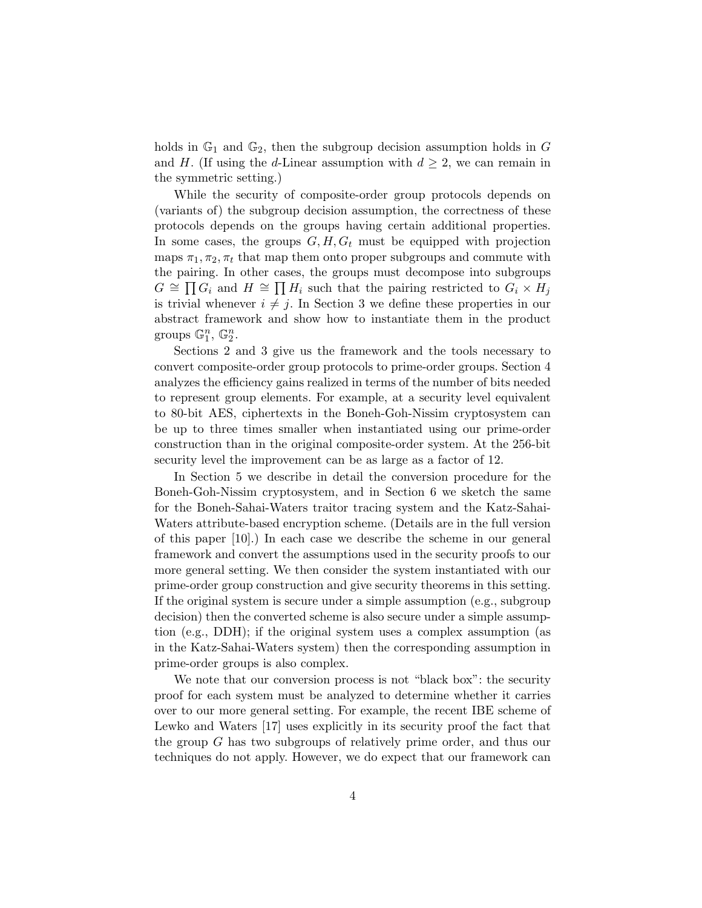holds in $\mathbb{G}_1$ and $\mathbb{G}_2$, then the subgroup decision assumption holds in $G$ and $H$. (If using the $d$-Linear assumption with $d \geq 2$, we can remain in the symmetric setting.)

While the security of composite-order group protocols depends on (variants of) the subgroup decision assumption, the correctness of these protocols depends on the groups having certain additional properties. In some cases, the groups $G, H, G_t$ must be equipped with projection maps $\pi_1, \pi_2, \pi_t$ that map them onto proper subgroups and commute with the pairing. In other cases, the groups must decompose into subgroups $G \cong \prod G_i$ and $H \cong \prod H_i$ such that the pairing restricted to $G_i \times H_j$ is trivial whenever $i \neq j$. In Section 3 we define these properties in our abstract framework and show how to instantiate them in the product groups $\mathbb{G}_1^n$, $\mathbb{G}_2^n$.

Sections 2 and 3 give us the framework and the tools necessary to convert composite-order group protocols to prime-order groups. Section 4 analyzes the efficiency gains realized in terms of the number of bits needed to represent group elements. For example, at a security level equivalent to 80-bit AES, ciphertexts in the Boneh-Goh-Nissim cryptosystem can be up to three times smaller when instantiated using our prime-order construction than in the original composite-order system. At the 256-bit security level the improvement can be as large as a factor of 12.

In Section 5 we describe in detail the conversion procedure for the Boneh-Goh-Nissim cryptosystem, and in Section 6 we sketch the same for the Boneh-Sahai-Waters traitor tracing system and the Katz-Sahai-Waters attribute-based encryption scheme. (Details are in the full version of this paper [10].) In each case we describe the scheme in our general framework and convert the assumptions used in the security proofs to our more general setting. We then consider the system instantiated with our prime-order group construction and give security theorems in this setting. If the original system is secure under a simple assumption (e.g., subgroup decision) then the converted scheme is also secure under a simple assumption (e.g., DDH); if the original system uses a complex assumption (as in the Katz-Sahai-Waters system) then the corresponding assumption in prime-order groups is also complex.

We note that our conversion process is not "black box": the security proof for each system must be analyzed to determine whether it carries over to our more general setting. For example, the recent IBE scheme of Lewko and Waters [17] uses explicitly in its security proof the fact that the group $G$ has two subgroups of relatively prime order, and thus our techniques do not apply. However, we do expect that our framework can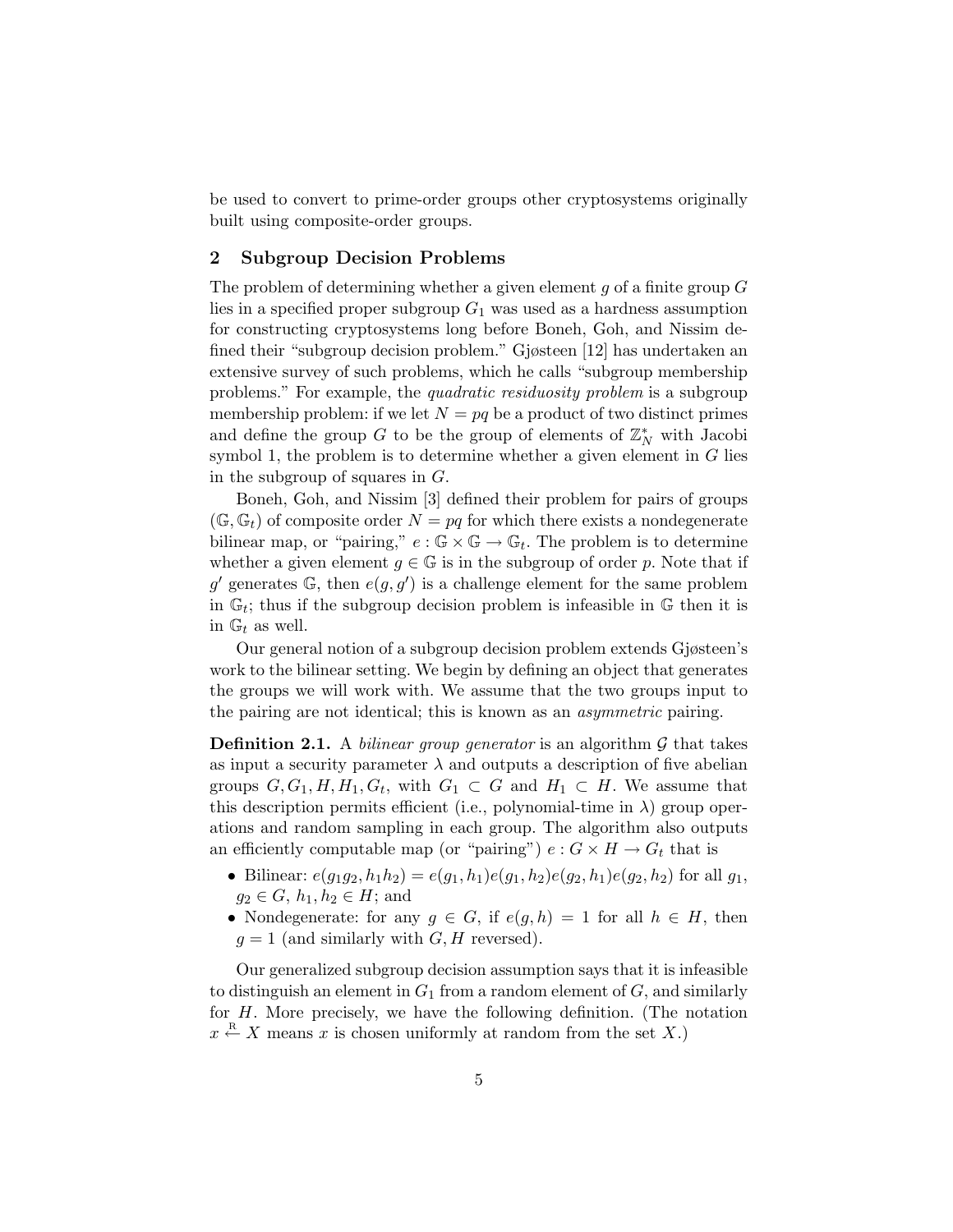be used to convert to prime-order groups other cryptosystems originally built using composite-order groups.

## 2 Subgroup Decision Problems

The problem of determining whether a given element $g$ of a finite group $G$ lies in a specified proper subgroup $G_1$ was used as a hardness assumption for constructing cryptosystems long before Boneh, Goh, and Nissim defined their "subgroup decision problem." Gjøsteen [12] has undertaken an extensive survey of such problems, which he calls "subgroup membership problems." For example, the *quadratic residuosity problem* is a subgroup membership problem: if we let $N = pq$ be a product of two distinct primes and define the group $G$ to be the group of elements of $\mathbb{Z}_N^*$ with Jacobi symbol 1, the problem is to determine whether a given element in $G$ lies in the subgroup of squares in $G$.

Boneh, Goh, and Nissim [3] defined their problem for pairs of groups $(\mathbb{G}, \mathbb{G}_t)$ of composite order $N = pq$ for which there exists a nondegenerate bilinear map, or "pairing," $e : \mathbb{G} \times \mathbb{G} \to \mathbb{G}_t$. The problem is to determine whether a given element $g \in \mathbb{G}$ is in the subgroup of order $p$. Note that if $g'$ generates $\mathbb{G}$, then $e(g, g')$ is a challenge element for the same problem in $\mathbb{G}_t$; thus if the subgroup decision problem is infeasible in $\mathbb{G}$ then it is in $\mathbb{G}_t$ as well.

Our general notion of a subgroup decision problem extends Gjøsteen's work to the bilinear setting. We begin by defining an object that generates the groups we will work with. We assume that the two groups input to the pairing are not identical; this is known as an *asymmetric* pairing.

**Definition 2.1.** A *bilinear group generator* is an algorithm $\mathcal{G}$ that takes as input a security parameter $\lambda$ and outputs a description of five abelian groups $G, G_1, H, H_1, G_t$, with $G_1 \subset G$ and $H_1 \subset H$. We assume that this description permits efficient (i.e., polynomial-time in $\lambda$) group operations and random sampling in each group. The algorithm also outputs an efficiently computable map (or "pairing") $e : G \times H \to G_t$ that is

- Bilinear: $e(g_1g_2, h_1h_2) = e(g_1, h_1)e(g_1, h_2)e(g_2, h_1)e(g_2, h_2)$ for all $g_1$, $g_2 \in G$, $h_1, h_2 \in H$; and
- Nondegenerate: for any $g \in G$, if $e(g, h) = 1$ for all $h \in H$, then $g = 1$ (and similarly with $G, H$ reversed).

Our generalized subgroup decision assumption says that it is infeasible to distinguish an element in $G_1$ from a random element of $G$, and similarly for $H$. More precisely, we have the following definition. (The notation $x \xleftarrow{\text{R}} X$ means $x$ is chosen uniformly at random from the set $X$.)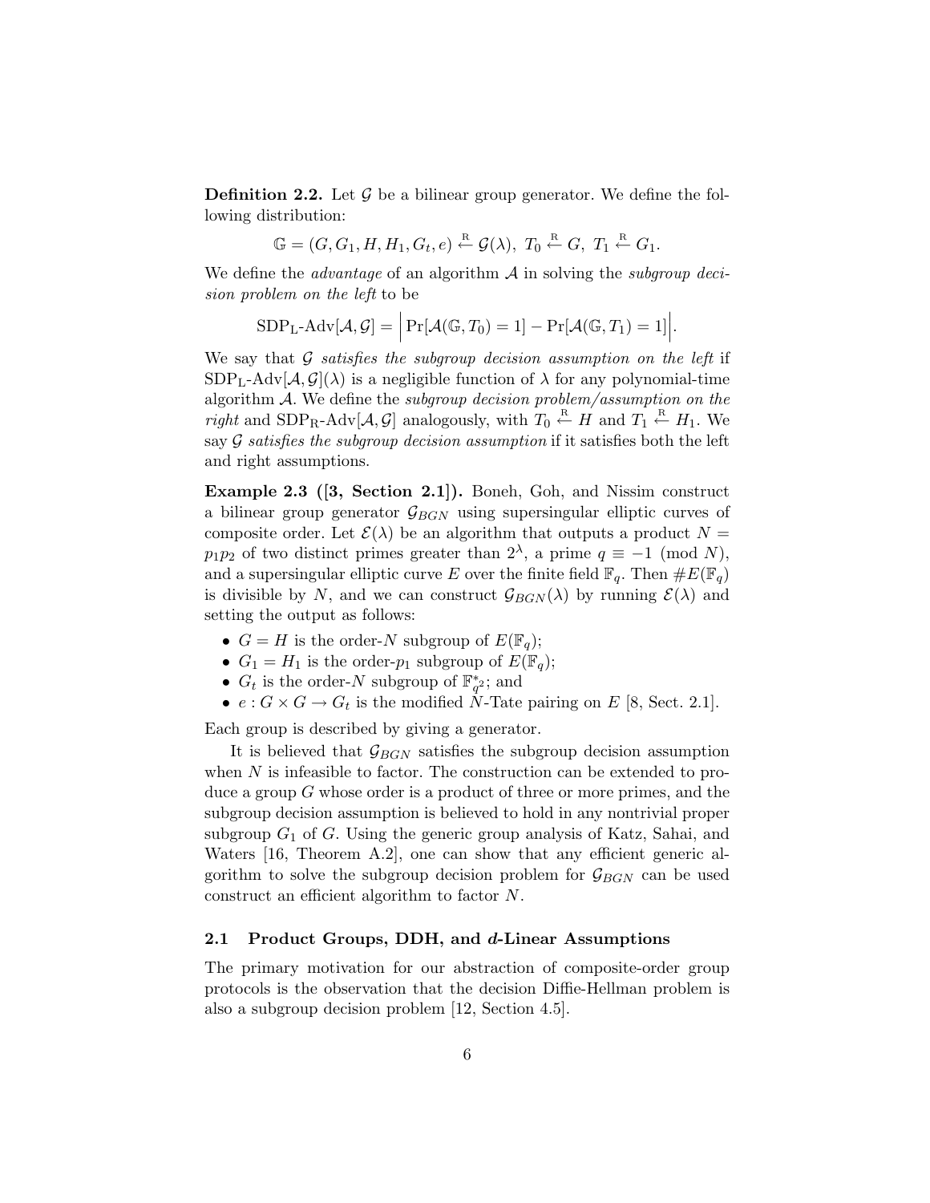**Definition 2.2.** Let $\mathcal{G}$ be a bilinear group generator. We define the following distribution:

$$\mathbb{G} = (G, G_1, H, H_1, G_t, e) \xleftarrow{\text{R}} \mathcal{G}(\lambda),\ T_0 \xleftarrow{\text{R}} G,\ T_1 \xleftarrow{\text{R}} G_1.$$

We define the *advantage* of an algorithm $\mathcal{A}$ in solving the *subgroup decision problem on the left* to be

$$\text{SDP}_\text{L}\text{-Adv}[\mathcal{A}, \mathcal{G}] = \Big| \Pr[\mathcal{A}(\mathbb{G}, T_0) = 1] - \Pr[\mathcal{A}(\mathbb{G}, T_1) = 1] \Big|.$$

We say that $\mathcal{G}$ *satisfies the subgroup decision assumption on the left* if $\text{SDP}_\text{L}\text{-Adv}[\mathcal{A}, \mathcal{G}](\lambda)$ is a negligible function of $\lambda$ for any polynomial-time algorithm $\mathcal{A}$. We define the *subgroup decision problem/assumption on the right* and $\text{SDP}_\text{R}\text{-Adv}[\mathcal{A}, \mathcal{G}]$ analogously, with $T_0 \xleftarrow{\text{R}} H$ and $T_1 \xleftarrow{\text{R}} H_1$. We say $\mathcal{G}$ *satisfies the subgroup decision assumption* if it satisfies both the left and right assumptions.

**Example 2.3 ([3, Section 2.1]).** Boneh, Goh, and Nissim construct a bilinear group generator $\mathcal{G}_{BGN}$ using supersingular elliptic curves of composite order. Let $\mathcal{E}(\lambda)$ be an algorithm that outputs a product $N = p_1 p_2$ of two distinct primes greater than $2^\lambda$, a prime $q \equiv -1 \pmod{N}$, and a supersingular elliptic curve $E$ over the finite field $\mathbb{F}_q$. Then $\#E(\mathbb{F}_q)$ is divisible by $N$, and we can construct $\mathcal{G}_{BGN}(\lambda)$ by running $\mathcal{E}(\lambda)$ and setting the output as follows:

- $G = H$ is the order-$N$ subgroup of $E(\mathbb{F}_q)$;
- $G_1 = H_1$ is the order-$p_1$ subgroup of $E(\mathbb{F}_q)$;
- $G_t$ is the order-$N$ subgroup of $\mathbb{F}_{q^2}^*$; and
- $e : G \times G \to G_t$ is the modified $N$-Tate pairing on $E$ [8, Sect. 2.1].

Each group is described by giving a generator.

It is believed that $\mathcal{G}_{BGN}$ satisfies the subgroup decision assumption when $N$ is infeasible to factor. The construction can be extended to produce a group $G$ whose order is a product of three or more primes, and the subgroup decision assumption is believed to hold in any nontrivial proper subgroup $G_1$ of $G$. Using the generic group analysis of Katz, Sahai, and Waters [16, Theorem A.2], one can show that any efficient generic algorithm to solve the subgroup decision problem for $\mathcal{G}_{BGN}$ can be used construct an efficient algorithm to factor $N$.

### 2.1 Product Groups, DDH, and $d$-Linear Assumptions

The primary motivation for our abstraction of composite-order group protocols is the observation that the decision Diffie-Hellman problem is also a subgroup decision problem [12, Section 4.5].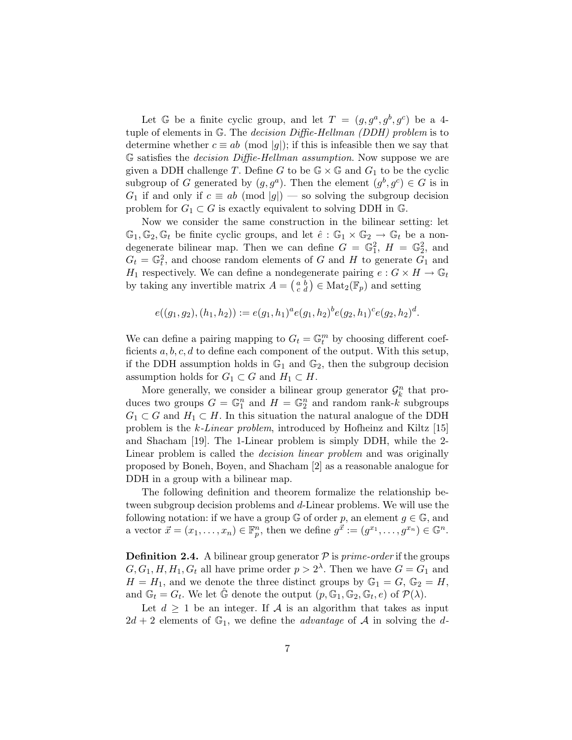Let $\mathbb{G}$ be a finite cyclic group, and let $T = (g, g^a, g^b, g^c)$ be a 4-tuple of elements in $\mathbb{G}$. The *decision Diffie-Hellman (DDH) problem* is to determine whether $c \equiv ab \pmod{|g|}$; if this is infeasible then we say that $\mathbb{G}$ satisfies the *decision Diffie-Hellman assumption*. Now suppose we are given a DDH challenge $T$. Define $G$ to be $\mathbb{G} \times \mathbb{G}$ and $G_1$ to be the cyclic subgroup of $G$ generated by $(g, g^a)$. Then the element $(g^b, g^c) \in G$ is in $G_1$ if and only if $c \equiv ab \pmod{|g|}$ — so solving the subgroup decision problem for $G_1 \subset G$ is exactly equivalent to solving DDH in $\mathbb{G}$.

Now we consider the same construction in the bilinear setting: let $\mathbb{G}_1, \mathbb{G}_2, \mathbb{G}_t$ be finite cyclic groups, and let $\hat{e} : \mathbb{G}_1 \times \mathbb{G}_2 \to \mathbb{G}_t$ be a nondegenerate bilinear map. Then we can define $G = \mathbb{G}_1^2$, $H = \mathbb{G}_2^2$, and $G_t = \mathbb{G}_t^2$, and choose random elements of $G$ and $H$ to generate $G_1$ and $H_1$ respectively. We can define a nondegenerate pairing $e : G \times H \to \mathbb{G}_t$ by taking any invertible matrix $A = \left(\begin{smallmatrix} a & b \\ c & d \end{smallmatrix}\right) \in \mathrm{Mat}_2(\mathbb{F}_p)$ and setting

$$e((g_1, g_2), (h_1, h_2)) := e(g_1, h_1)^a e(g_1, h_2)^b e(g_2, h_1)^c e(g_2, h_2)^d.$$

We can define a pairing mapping to $G_t = \mathbb{G}_t^m$ by choosing different coefficients $a, b, c, d$ to define each component of the output. With this setup, if the DDH assumption holds in $\mathbb{G}_1$ and $\mathbb{G}_2$, then the subgroup decision assumption holds for $G_1 \subset G$ and $H_1 \subset H$.

More generally, we consider a bilinear group generator $\mathcal{G}_k^n$ that produces two groups $G = \mathbb{G}_1^n$ and $H = \mathbb{G}_2^n$ and random rank-$k$ subgroups $G_1 \subset G$ and $H_1 \subset H$. In this situation the natural analogue of the DDH problem is the *k-Linear problem*, introduced by Hofheinz and Kiltz [15] and Shacham [19]. The 1-Linear problem is simply DDH, while the 2-Linear problem is called the *decision linear problem* and was originally proposed by Boneh, Boyen, and Shacham [2] as a reasonable analogue for DDH in a group with a bilinear map.

The following definition and theorem formalize the relationship between subgroup decision problems and $d$-Linear problems. We will use the following notation: if we have a group $\mathbb{G}$ of order $p$, an element $g \in \mathbb{G}$, and a vector $\vec{x} = (x_1, \ldots, x_n) \in \mathbb{F}_p^n$, then we define $g^{\vec{x}} := (g^{x_1}, \ldots, g^{x_n}) \in \mathbb{G}^n$.

**Definition 2.4.** A bilinear group generator $\mathcal{P}$ is *prime-order* if the groups $G, G_1, H, H_1, G_t$ all have prime order $p > 2^\lambda$. Then we have $G = G_1$ and $H = H_1$, and we denote the three distinct groups by $\mathbb{G}_1 = G$, $\mathbb{G}_2 = H$, and $\mathbb{G}_t = G_t$. We let $\hat{\mathbb{G}}$ denote the output $(p, \mathbb{G}_1, \mathbb{G}_2, \mathbb{G}_t, e)$ of $\mathcal{P}(\lambda)$.

Let $d \geq 1$ be an integer. If $\mathcal{A}$ is an algorithm that takes as input $2d + 2$ elements of $\mathbb{G}_1$, we define the *advantage* of $\mathcal{A}$ in solving the $d$-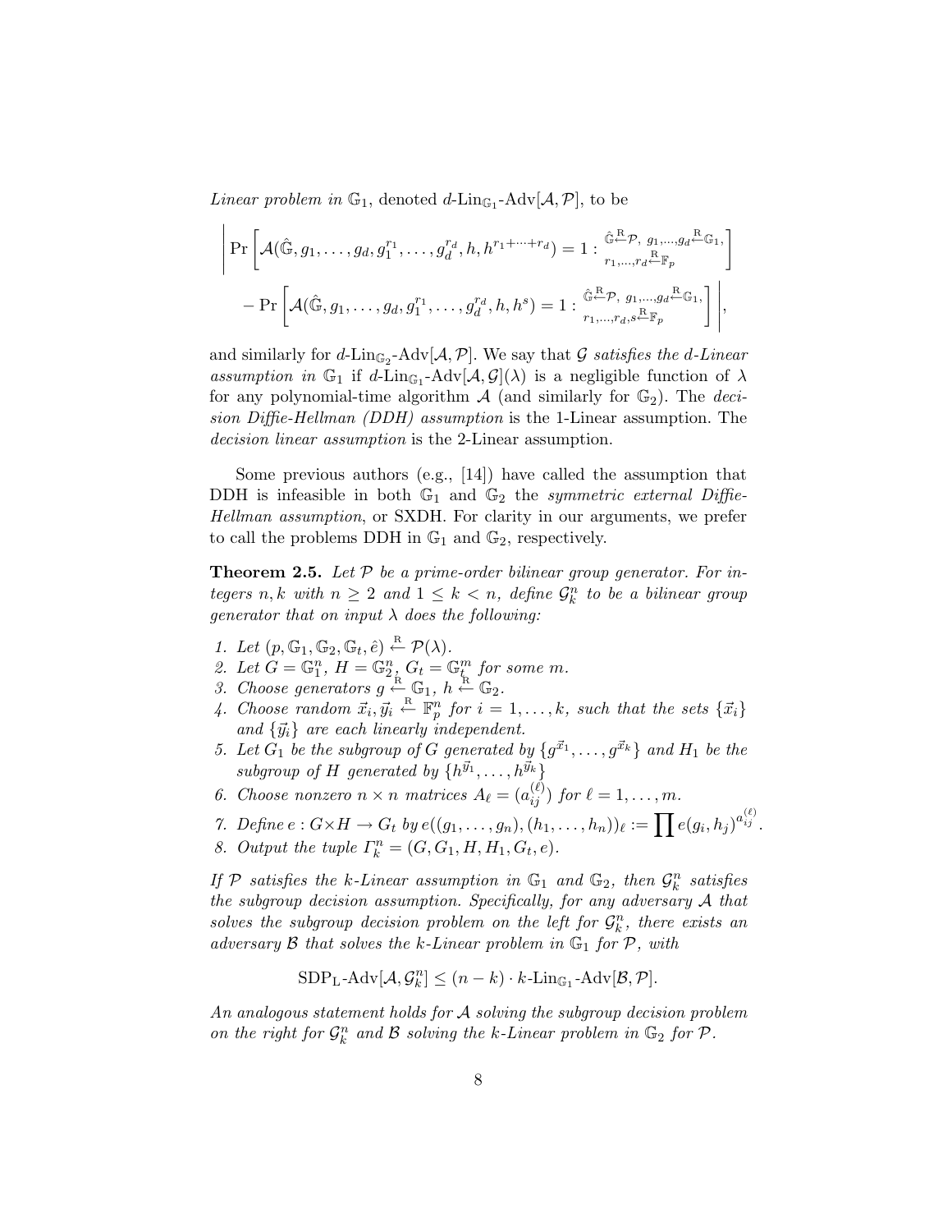*Linear problem in* $\mathbb{G}_1$, denoted $d\text{-Lin}_{\mathbb{G}_1}\text{-Adv}[\mathcal{A}, \mathcal{P}]$, to be

$$\left| \Pr\left[\mathcal{A}(\hat{\mathbb{G}}, g_1, \ldots, g_d, g_1^{r_1}, \ldots, g_d^{r_d}, h, h^{r_1+\cdots+r_d}) = 1 : \substack{\hat{\mathbb{G}} \overset{\text{R}}{\leftarrow} \mathcal{P},\ g_1,\ldots,g_d \overset{\text{R}}{\leftarrow} \mathbb{G}_1, \\ r_1,\ldots,r_d \overset{\text{R}}{\leftarrow} \mathbb{F}_p}\right] \right.$$
$$\left. - \Pr\left[\mathcal{A}(\hat{\mathbb{G}}, g_1, \ldots, g_d, g_1^{r_1}, \ldots, g_d^{r_d}, h, h^{s}) = 1 : \substack{\hat{\mathbb{G}} \overset{\text{R}}{\leftarrow} \mathcal{P},\ g_1,\ldots,g_d \overset{\text{R}}{\leftarrow} \mathbb{G}_1, \\ r_1,\ldots,r_d,s \overset{\text{R}}{\leftarrow} \mathbb{F}_p}\right] \right|,$$

and similarly for $d\text{-Lin}_{\mathbb{G}_2}\text{-Adv}[\mathcal{A}, \mathcal{P}]$. We say that $\mathcal{G}$ *satisfies the d-Linear assumption in* $\mathbb{G}_1$ if $d\text{-Lin}_{\mathbb{G}_1}\text{-Adv}[\mathcal{A}, \mathcal{G}](\lambda)$ is a negligible function of $\lambda$ for any polynomial-time algorithm $\mathcal{A}$ (and similarly for $\mathbb{G}_2$). The *decision Diffie-Hellman (DDH) assumption* is the 1-Linear assumption. The *decision linear assumption* is the 2-Linear assumption.

Some previous authors (e.g., [14]) have called the assumption that DDH is infeasible in both $\mathbb{G}_1$ and $\mathbb{G}_2$ the *symmetric external Diffie-Hellman assumption*, or SXDH. For clarity in our arguments, we prefer to call the problems DDH in $\mathbb{G}_1$ and $\mathbb{G}_2$, respectively.

**Theorem 2.5.** *Let $\mathcal{P}$ be a prime-order bilinear group generator. For integers $n, k$ with $n \geq 2$ and $1 \leq k < n$, define $\mathcal{G}_k^n$ to be a bilinear group generator that on input $\lambda$ does the following:*

1. *Let $(p, \mathbb{G}_1, \mathbb{G}_2, \mathbb{G}_t, \hat{e}) \overset{\text{R}}{\leftarrow} \mathcal{P}(\lambda)$.*
2. *Let $G = \mathbb{G}_1^n$, $H = \mathbb{G}_2^n$, $G_t = \mathbb{G}_t^m$ for some $m$.*
3. *Choose generators $g \overset{\text{R}}{\leftarrow} \mathbb{G}_1$, $h \overset{\text{R}}{\leftarrow} \mathbb{G}_2$.*
4. *Choose random $\vec{x}_i, \vec{y}_i \overset{\text{R}}{\leftarrow} \mathbb{F}_p^n$ for $i = 1, \ldots, k$, such that the sets $\{\vec{x}_i\}$ and $\{\vec{y}_i\}$ are each linearly independent.*
5. *Let $G_1$ be the subgroup of $G$ generated by $\{g^{\vec{x}_1}, \ldots, g^{\vec{x}_k}\}$ and $H_1$ be the subgroup of $H$ generated by $\{h^{\vec{y}_1}, \ldots, h^{\vec{y}_k}\}$*
6. *Choose nonzero $n \times n$ matrices $A_\ell = (a_{ij}^{(\ell)})$ for $\ell = 1, \ldots, m$.*
7. *Define $e : G \times H \to G_t$ by $e((g_1, \ldots, g_n), (h_1, \ldots, h_n))_\ell := \prod e(g_i, h_j)^{a_{ij}^{(\ell)}}$.*
8. *Output the tuple $\Gamma_k^n = (G, G_1, H, H_1, G_t, e)$.*

*If $\mathcal{P}$ satisfies the k-Linear assumption in $\mathbb{G}_1$ and $\mathbb{G}_2$, then $\mathcal{G}_k^n$ satisfies the subgroup decision assumption. Specifically, for any adversary $\mathcal{A}$ that solves the subgroup decision problem on the left for $\mathcal{G}_k^n$, there exists an adversary $\mathcal{B}$ that solves the k-Linear problem in $\mathbb{G}_1$ for $\mathcal{P}$, with*

$$\text{SDP}_\text{L}\text{-Adv}[\mathcal{A}, \mathcal{G}_k^n] \leq (n - k) \cdot k\text{-Lin}_{\mathbb{G}_1}\text{-Adv}[\mathcal{B}, \mathcal{P}].$$

*An analogous statement holds for $\mathcal{A}$ solving the subgroup decision problem on the right for $\mathcal{G}_k^n$ and $\mathcal{B}$ solving the k-Linear problem in $\mathbb{G}_2$ for $\mathcal{P}$.*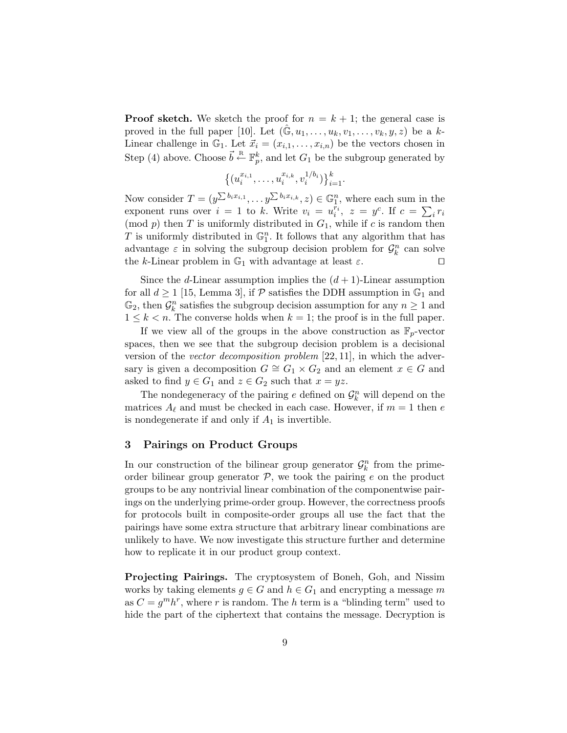**Proof sketch.** We sketch the proof for $n = k+1$; the general case is proved in the full paper [10]. Let $(\hat{\mathbb{G}}, u_1, \ldots, u_k, v_1, \ldots, v_k, y, z)$ be a $k$-Linear challenge in $\mathbb{G}_1$. Let $\vec{x}_i = (x_{i,1}, \ldots, x_{i,n})$ be the vectors chosen in Step (4) above. Choose $\vec{b} \xleftarrow{\text{R}} \mathbb{F}_p^k$, and let $G_1$ be the subgroup generated by

$$\left\{(u_i^{x_{i,1}}, \ldots, u_i^{x_{i,k}}, v_i^{1/b_i})\right\}_{i=1}^k.$$

Now consider $T = (y^{\sum b_i x_{i,1}}, \ldots y^{\sum b_i x_{i,k}}, z) \in \mathbb{G}_1^n$, where each sum in the exponent runs over $i = 1$ to $k$. Write $v_i = u_i^{r_i}$, $z = y^c$. If $c = \sum_i r_i \pmod{p}$ then $T$ is uniformly distributed in $G_1$, while if $c$ is random then $T$ is uniformly distributed in $\mathbb{G}_1^n$. It follows that any algorithm that has advantage $\varepsilon$ in solving the subgroup decision problem for $\mathcal{G}_k^n$ can solve the $k$-Linear problem in $\mathbb{G}_1$ with advantage at least $\varepsilon$. □

Since the $d$-Linear assumption implies the $(d+1)$-Linear assumption for all $d \geq 1$ [15, Lemma 3], if $\mathcal{P}$ satisfies the DDH assumption in $\mathbb{G}_1$ and $\mathbb{G}_2$, then $\mathcal{G}_k^n$ satisfies the subgroup decision assumption for any $n \geq 1$ and $1 \leq k < n$. The converse holds when $k = 1$; the proof is in the full paper.

If we view all of the groups in the above construction as $\mathbb{F}_p$-vector spaces, then we see that the subgroup decision problem is a decisional version of the *vector decomposition problem* [22, 11], in which the adversary is given a decomposition $G \cong G_1 \times G_2$ and an element $x \in G$ and asked to find $y \in G_1$ and $z \in G_2$ such that $x = yz$.

The nondegeneracy of the pairing $e$ defined on $\mathcal{G}_k^n$ will depend on the matrices $A_\ell$ and must be checked in each case. However, if $m = 1$ then $e$ is nondegenerate if and only if $A_1$ is invertible.

## 3 Pairings on Product Groups

In our construction of the bilinear group generator $\mathcal{G}_k^n$ from the prime-order bilinear group generator $\mathcal{P}$, we took the pairing $e$ on the product groups to be any nontrivial linear combination of the componentwise pairings on the underlying prime-order group. However, the correctness proofs for protocols built in composite-order groups all use the fact that the pairings have some extra structure that arbitrary linear combinations are unlikely to have. We now investigate this structure further and determine how to replicate it in our product group context.

**Projecting Pairings.** The cryptosystem of Boneh, Goh, and Nissim works by taking elements $g \in G$ and $h \in G_1$ and encrypting a message $m$ as $C = g^m h^r$, where $r$ is random. The $h$ term is a "blinding term" used to hide the part of the ciphertext that contains the message. Decryption is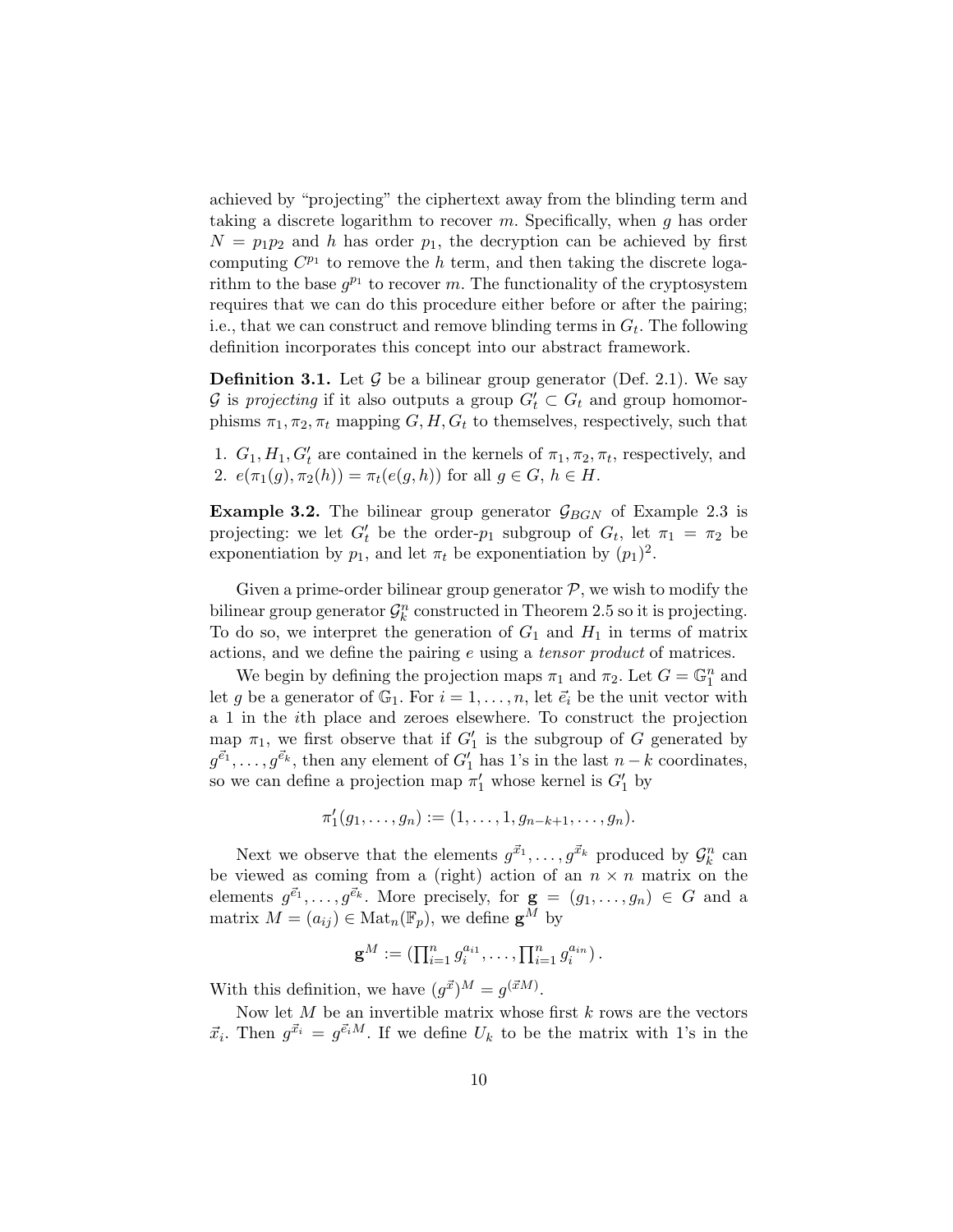achieved by "projecting" the ciphertext away from the blinding term and taking a discrete logarithm to recover $m$. Specifically, when $g$ has order $N = p_1 p_2$ and $h$ has order $p_1$, the decryption can be achieved by first computing $C^{p_1}$ to remove the $h$ term, and then taking the discrete logarithm to the base $g^{p_1}$ to recover $m$. The functionality of the cryptosystem requires that we can do this procedure either before or after the pairing; i.e., that we can construct and remove blinding terms in $G_t$. The following definition incorporates this concept into our abstract framework.

**Definition 3.1.** Let $\mathcal{G}$ be a bilinear group generator (Def. 2.1). We say $\mathcal{G}$ is *projecting* if it also outputs a group $G'_t \subset G_t$ and group homomorphisms $\pi_1, \pi_2, \pi_t$ mapping $G, H, G_t$ to themselves, respectively, such that

1. $G_1, H_1, G'_t$ are contained in the kernels of $\pi_1, \pi_2, \pi_t$, respectively, and
2. $e(\pi_1(g), \pi_2(h)) = \pi_t(e(g, h))$ for all $g \in G$, $h \in H$.

**Example 3.2.** The bilinear group generator $\mathcal{G}_{BGN}$ of Example 2.3 is projecting: we let $G'_t$ be the order-$p_1$ subgroup of $G_t$, let $\pi_1 = \pi_2$ be exponentiation by $p_1$, and let $\pi_t$ be exponentiation by $(p_1)^2$.

Given a prime-order bilinear group generator $\mathcal{P}$, we wish to modify the bilinear group generator $\mathcal{G}^n_k$ constructed in Theorem 2.5 so it is projecting. To do so, we interpret the generation of $G_1$ and $H_1$ in terms of matrix actions, and we define the pairing $e$ using a *tensor product* of matrices.

We begin by defining the projection maps $\pi_1$ and $\pi_2$. Let $G = \mathbb{G}_1^n$ and let $g$ be a generator of $\mathbb{G}_1$. For $i = 1, \ldots, n$, let $\vec{e}_i$ be the unit vector with a 1 in the $i$th place and zeroes elsewhere. To construct the projection map $\pi_1$, we first observe that if $G'_1$ is the subgroup of $G$ generated by $g^{\vec{e}_1}, \ldots, g^{\vec{e}_k}$, then any element of $G'_1$ has 1's in the last $n-k$ coordinates, so we can define a projection map $\pi'_1$ whose kernel is $G'_1$ by

$$\pi'_1(g_1, \ldots, g_n) := (1, \ldots, 1, g_{n-k+1}, \ldots, g_n).$$

Next we observe that the elements $g^{\vec{x}_1}, \ldots, g^{\vec{x}_k}$ produced by $\mathcal{G}^n_k$ can be viewed as coming from a (right) action of an $n \times n$ matrix on the elements $g^{\vec{e}_1}, \ldots, g^{\vec{e}_k}$. More precisely, for $\mathbf{g} = (g_1, \ldots, g_n) \in G$ and a matrix $M = (a_{ij}) \in \mathrm{Mat}_n(\mathbb{F}_p)$, we define $\mathbf{g}^M$ by

$$\mathbf{g}^M := \left(\prod_{i=1}^n g_i^{a_{i1}}, \ldots, \prod_{i=1}^n g_i^{a_{in}}\right).$$

With this definition, we have $(g^{\vec{x}})^M = g^{(\vec{x}M)}$.

Now let $M$ be an invertible matrix whose first $k$ rows are the vectors $\vec{x}_i$. Then $g^{\vec{x}_i} = g^{\vec{e}_i M}$. If we define $U_k$ to be the matrix with 1's in the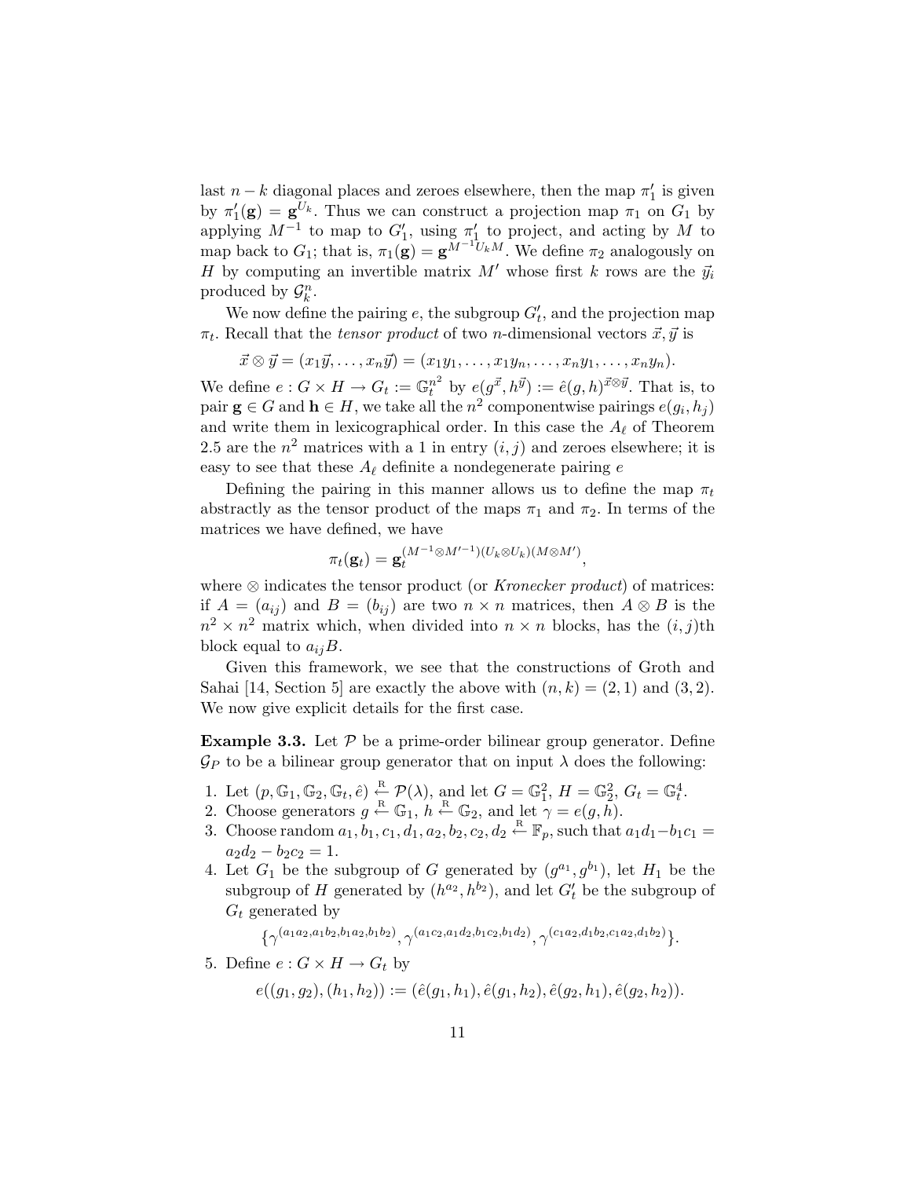last $n-k$ diagonal places and zeroes elsewhere, then the map $\pi_1'$ is given by $\pi_1'(\mathbf{g}) = \mathbf{g}^{U_k}$. Thus we can construct a projection map $\pi_1$ on $G_1$ by applying $M^{-1}$ to map to $G_1'$, using $\pi_1'$ to project, and acting by $M$ to map back to $G_1$; that is, $\pi_1(\mathbf{g}) = \mathbf{g}^{M^{-1}U_k M}$. We define $\pi_2$ analogously on $H$ by computing an invertible matrix $M'$ whose first $k$ rows are the $\vec{y}_i$ produced by $\mathcal{G}_k^n$.

We now define the pairing $e$, the subgroup $G_t'$, and the projection map $\pi_t$. Recall that the *tensor product* of two $n$-dimensional vectors $\vec{x}, \vec{y}$ is

$$\vec{x} \otimes \vec{y} = (x_1\vec{y}, \ldots, x_n\vec{y}) = (x_1y_1, \ldots, x_1y_n, \ldots, x_ny_1, \ldots, x_ny_n).$$

We define $e : G \times H \to G_t := \mathbb{G}_t^{n^2}$ by $e(g^{\vec{x}}, h^{\vec{y}}) := \hat{e}(g,h)^{\vec{x}\otimes\vec{y}}$. That is, to pair $\mathbf{g} \in G$ and $\mathbf{h} \in H$, we take all the $n^2$ componentwise pairings $e(g_i, h_j)$ and write them in lexicographical order. In this case the $A_\ell$ of Theorem 2.5 are the $n^2$ matrices with a 1 in entry $(i,j)$ and zeroes elsewhere; it is easy to see that these $A_\ell$ definite a nondegenerate pairing $e$

Defining the pairing in this manner allows us to define the map $\pi_t$ abstractly as the tensor product of the maps $\pi_1$ and $\pi_2$. In terms of the matrices we have defined, we have

$$\pi_t(\mathbf{g}_t) = \mathbf{g}_t^{(M^{-1}\otimes M'^{-1})(U_k\otimes U_k)(M\otimes M')},$$

where $\otimes$ indicates the tensor product (or *Kronecker product*) of matrices: if $A = (a_{ij})$ and $B = (b_{ij})$ are two $n \times n$ matrices, then $A \otimes B$ is the $n^2 \times n^2$ matrix which, when divided into $n \times n$ blocks, has the $(i,j)$th block equal to $a_{ij}B$.

Given this framework, we see that the constructions of Groth and Sahai [14, Section 5] are exactly the above with $(n,k) = (2,1)$ and $(3,2)$. We now give explicit details for the first case.

**Example 3.3.** Let $\mathcal{P}$ be a prime-order bilinear group generator. Define $\mathcal{G}_P$ to be a bilinear group generator that on input $\lambda$ does the following:

1. Let $(p, \mathbb{G}_1, \mathbb{G}_2, \mathbb{G}_t, \hat{e}) \xleftarrow{\text{R}} \mathcal{P}(\lambda)$, and let $G = \mathbb{G}_1^2$, $H = \mathbb{G}_2^2$, $G_t = \mathbb{G}_t^4$.
2. Choose generators $g \xleftarrow{\text{R}} \mathbb{G}_1$, $h \xleftarrow{\text{R}} \mathbb{G}_2$, and let $\gamma = e(g,h)$.
3. Choose random $a_1, b_1, c_1, d_1, a_2, b_2, c_2, d_2 \xleftarrow{\text{R}} \mathbb{F}_p$, such that $a_1d_1 - b_1c_1 = a_2d_2 - b_2c_2 = 1$.
4. Let $G_1$ be the subgroup of $G$ generated by $(g^{a_1}, g^{b_1})$, let $H_1$ be the subgroup of $H$ generated by $(h^{a_2}, h^{b_2})$, and let $G_t'$ be the subgroup of $G_t$ generated by
$$\{\gamma^{(a_1a_2, a_1b_2, b_1a_2, b_1b_2)}, \gamma^{(a_1c_2, a_1d_2, b_1c_2, b_1d_2)}, \gamma^{(c_1a_2, d_1b_2, c_1a_2, d_1b_2)}\}.$$
5. Define $e : G \times H \to G_t$ by
$$e((g_1, g_2), (h_1, h_2)) := (\hat{e}(g_1, h_1), \hat{e}(g_1, h_2), \hat{e}(g_2, h_1), \hat{e}(g_2, h_2)).$$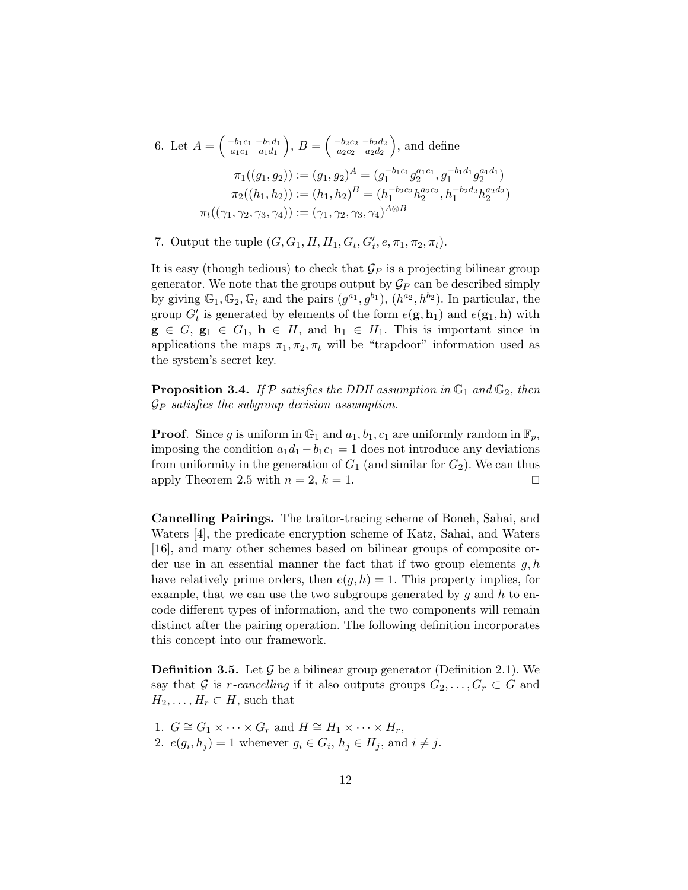6. Let $A = \begin{pmatrix} -b_1c_1 & -b_1d_1 \\ a_1c_1 & a_1d_1 \end{pmatrix}$, $B = \begin{pmatrix} -b_2c_2 & -b_2d_2 \\ a_2c_2 & a_2d_2 \end{pmatrix}$, and define

$$\begin{aligned}
\pi_1((g_1, g_2)) &:= (g_1, g_2)^A = (g_1^{-b_1c_1} g_2^{a_1c_1}, g_1^{-b_1d_1} g_2^{a_1d_1}) \\
\pi_2((h_1, h_2)) &:= (h_1, h_2)^B = (h_1^{-b_2c_2} h_2^{a_2c_2}, h_1^{-b_2d_2} h_2^{a_2d_2}) \\
\pi_t((\gamma_1, \gamma_2, \gamma_3, \gamma_4)) &:= (\gamma_1, \gamma_2, \gamma_3, \gamma_4)^{A \otimes B}
\end{aligned}$$

7. Output the tuple $(G, G_1, H, H_1, G_t, G_t', e, \pi_1, \pi_2, \pi_t)$.

It is easy (though tedious) to check that $\mathcal{G}_P$ is a projecting bilinear group generator. We note that the groups output by $\mathcal{G}_P$ can be described simply by giving $\mathbb{G}_1, \mathbb{G}_2, \mathbb{G}_t$ and the pairs $(g^{a_1}, g^{b_1})$, $(h^{a_2}, h^{b_2})$. In particular, the group $G_t'$ is generated by elements of the form $e(\mathbf{g}, \mathbf{h}_1)$ and $e(\mathbf{g}_1, \mathbf{h})$ with $\mathbf{g} \in G$, $\mathbf{g}_1 \in G_1$, $\mathbf{h} \in H$, and $\mathbf{h}_1 \in H_1$. This is important since in applications the maps $\pi_1, \pi_2, \pi_t$ will be "trapdoor" information used as the system's secret key.

**Proposition 3.4.** *If $\mathcal{P}$ satisfies the DDH assumption in $\mathbb{G}_1$ and $\mathbb{G}_2$, then $\mathcal{G}_P$ satisfies the subgroup decision assumption.*

**Proof**. Since $g$ is uniform in $\mathbb{G}_1$ and $a_1, b_1, c_1$ are uniformly random in $\mathbb{F}_p$, imposing the condition $a_1d_1 - b_1c_1 = 1$ does not introduce any deviations from uniformity in the generation of $G_1$ (and similar for $G_2$). We can thus apply Theorem 2.5 with $n = 2$, $k = 1$. ◻

**Cancelling Pairings.** The traitor-tracing scheme of Boneh, Sahai, and Waters [4], the predicate encryption scheme of Katz, Sahai, and Waters [16], and many other schemes based on bilinear groups of composite order use in an essential manner the fact that if two group elements $g, h$ have relatively prime orders, then $e(g, h) = 1$. This property implies, for example, that we can use the two subgroups generated by $g$ and $h$ to encode different types of information, and the two components will remain distinct after the pairing operation. The following definition incorporates this concept into our framework.

**Definition 3.5.** Let $\mathcal{G}$ be a bilinear group generator (Definition 2.1). We say that $\mathcal{G}$ is *$r$-cancelling* if it also outputs groups $G_2, \ldots, G_r \subset G$ and $H_2, \ldots, H_r \subset H$, such that

1. $G \cong G_1 \times \cdots \times G_r$ and $H \cong H_1 \times \cdots \times H_r$,
2. $e(g_i, h_j) = 1$ whenever $g_i \in G_i$, $h_j \in H_j$, and $i \neq j$.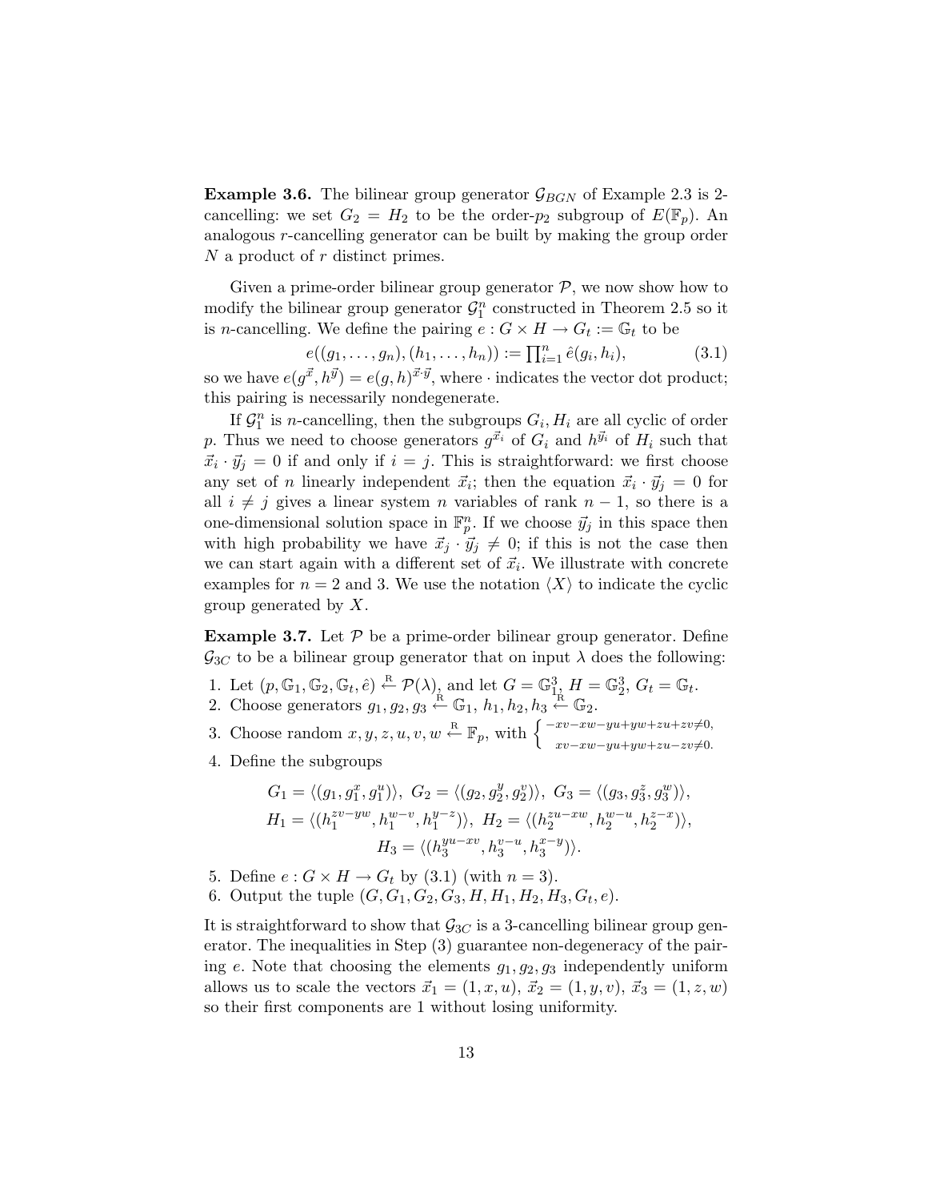**Example 3.6.** The bilinear group generator $\mathcal{G}_{BGN}$ of Example 2.3 is 2-cancelling: we set $G_2 = H_2$ to be the order-$p_2$ subgroup of $E(\mathbb{F}_p)$. An analogous $r$-cancelling generator can be built by making the group order $N$ a product of $r$ distinct primes.

Given a prime-order bilinear group generator $\mathcal{P}$, we now show how to modify the bilinear group generator $\mathcal{G}_1^n$ constructed in Theorem 2.5 so it is $n$-cancelling. We define the pairing $e : G \times H \to G_t := \mathbb{G}_t$ to be

$$e((g_1, \ldots, g_n), (h_1, \ldots, h_n)) := \prod_{i=1}^{n} \hat{e}(g_i, h_i), \tag{3.1}$$

so we have $e(g^{\vec{x}}, h^{\vec{y}}) = e(g, h)^{\vec{x} \cdot \vec{y}}$, where $\cdot$ indicates the vector dot product; this pairing is necessarily nondegenerate.

If $\mathcal{G}_1^n$ is $n$-cancelling, then the subgroups $G_i, H_i$ are all cyclic of order $p$. Thus we need to choose generators $g^{\vec{x}_i}$ of $G_i$ and $h^{\vec{y}_i}$ of $H_i$ such that $\vec{x}_i \cdot \vec{y}_j = 0$ if and only if $i = j$. This is straightforward: we first choose any set of $n$ linearly independent $\vec{x}_i$; then the equation $\vec{x}_i \cdot \vec{y}_j = 0$ for all $i \neq j$ gives a linear system $n$ variables of rank $n-1$, so there is a one-dimensional solution space in $\mathbb{F}_p^n$. If we choose $\vec{y}_j$ in this space then with high probability we have $\vec{x}_j \cdot \vec{y}_j \neq 0$; if this is not the case then we can start again with a different set of $\vec{x}_i$. We illustrate with concrete examples for $n = 2$ and 3. We use the notation $\langle X \rangle$ to indicate the cyclic group generated by $X$.

**Example 3.7.** Let $\mathcal{P}$ be a prime-order bilinear group generator. Define $\mathcal{G}_{3C}$ to be a bilinear group generator that on input $\lambda$ does the following:

1. Let $(p, \mathbb{G}_1, \mathbb{G}_2, \mathbb{G}_t, \hat{e}) \xleftarrow{\text{R}} \mathcal{P}(\lambda)$, and let $G = \mathbb{G}_1^3$, $H = \mathbb{G}_2^3$, $G_t = \mathbb{G}_t$.
2. Choose generators $g_1, g_2, g_3 \xleftarrow{\text{R}} \mathbb{G}_1$, $h_1, h_2, h_3 \xleftarrow{\text{R}} \mathbb{G}_2$.
3. Choose random $x, y, z, u, v, w \xleftarrow{\text{R}} \mathbb{F}_p$, with $\begin{cases} -xv-xw-yu+yw+zu+zv \neq 0, \\ xv-xw-yu+yw+zu-zv \neq 0. \end{cases}$
4. Define the subgroups

$$G_1 = \langle (g_1, g_1^x, g_1^u) \rangle, \; G_2 = \langle (g_2, g_2^y, g_2^v) \rangle, \; G_3 = \langle (g_3, g_3^z, g_3^w) \rangle,$$
$$H_1 = \langle (h_1^{zv-yw}, h_1^{w-v}, h_1^{y-z}) \rangle, \; H_2 = \langle (h_2^{zu-xw}, h_2^{w-u}, h_2^{z-x}) \rangle,$$
$$H_3 = \langle (h_3^{yu-xv}, h_3^{v-u}, h_3^{x-y}) \rangle.$$

5. Define $e : G \times H \to G_t$ by (3.1) (with $n = 3$).
6. Output the tuple $(G, G_1, G_2, G_3, H, H_1, H_2, H_3, G_t, e)$.

It is straightforward to show that $\mathcal{G}_{3C}$ is a 3-cancelling bilinear group generator. The inequalities in Step (3) guarantee non-degeneracy of the pairing $e$. Note that choosing the elements $g_1, g_2, g_3$ independently uniform allows us to scale the vectors $\vec{x}_1 = (1, x, u)$, $\vec{x}_2 = (1, y, v)$, $\vec{x}_3 = (1, z, w)$ so their first components are 1 without losing uniformity.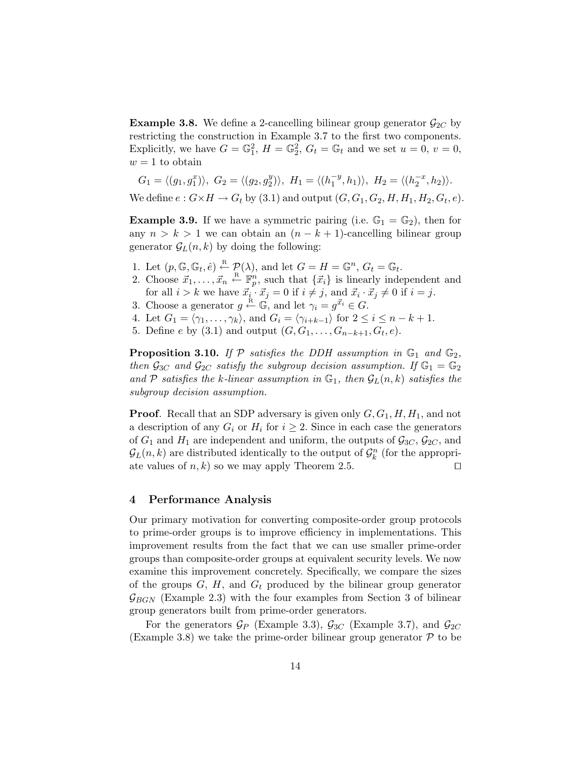**Example 3.8.** We define a 2-cancelling bilinear group generator $\mathcal{G}_{2C}$ by restricting the construction in Example 3.7 to the first two components. Explicitly, we have $G = \mathbb{G}_1^2$, $H = \mathbb{G}_2^2$, $G_t = \mathbb{G}_t$ and we set $u = 0$, $v = 0$, $w = 1$ to obtain

$$G_1 = \langle (g_1, g_1^x) \rangle,\ G_2 = \langle (g_2, g_2^y) \rangle,\ H_1 = \langle (h_1^{-y}, h_1) \rangle,\ H_2 = \langle (h_2^{-x}, h_2) \rangle.$$

We define $e : G \times H \to G_t$ by (3.1) and output $(G, G_1, G_2, H, H_1, H_2, G_t, e)$.

**Example 3.9.** If we have a symmetric pairing (i.e. $\mathbb{G}_1 = \mathbb{G}_2$), then for any $n > k > 1$ we can obtain an $(n - k + 1)$-cancelling bilinear group generator $\mathcal{G}_L(n, k)$ by doing the following:

1. Let $(p, \mathbb{G}, \mathbb{G}_t, \hat{e}) \xleftarrow{\text{R}} \mathcal{P}(\lambda)$, and let $G = H = \mathbb{G}^n$, $G_t = \mathbb{G}_t$.
2. Choose $\vec{x}_1, \ldots, \vec{x}_n \xleftarrow{\text{R}} \mathbb{F}_p^n$, such that $\{\vec{x}_i\}$ is linearly independent and for all $i > k$ we have $\vec{x}_i \cdot \vec{x}_j = 0$ if $i \neq j$, and $\vec{x}_i \cdot \vec{x}_j \neq 0$ if $i = j$.
3. Choose a generator $g \xleftarrow{\text{R}} \mathbb{G}$, and let $\gamma_i = g^{\vec{x}_i} \in G$.
4. Let $G_1 = \langle \gamma_1, \ldots, \gamma_k \rangle$, and $G_i = \langle \gamma_{i+k-1} \rangle$ for $2 \leq i \leq n - k + 1$.
5. Define $e$ by (3.1) and output $(G, G_1, \ldots, G_{n-k+1}, G_t, e)$.

**Proposition 3.10.** *If $\mathcal{P}$ satisfies the DDH assumption in $\mathbb{G}_1$ and $\mathbb{G}_2$, then $\mathcal{G}_{3C}$ and $\mathcal{G}_{2C}$ satisfy the subgroup decision assumption. If $\mathbb{G}_1 = \mathbb{G}_2$ and $\mathcal{P}$ satisfies the $k$-linear assumption in $\mathbb{G}_1$, then $\mathcal{G}_L(n, k)$ satisfies the subgroup decision assumption.*

**Proof**. Recall that an SDP adversary is given only $G, G_1, H, H_1$, and not a description of any $G_i$ or $H_i$ for $i \geq 2$. Since in each case the generators of $G_1$ and $H_1$ are independent and uniform, the outputs of $\mathcal{G}_{3C}$, $\mathcal{G}_{2C}$, and $\mathcal{G}_L(n, k)$ are distributed identically to the output of $\mathcal{G}_k^n$ (for the appropriate values of $n, k$) so we may apply Theorem 2.5. $\square$

## 4 Performance Analysis

Our primary motivation for converting composite-order group protocols to prime-order groups is to improve efficiency in implementations. This improvement results from the fact that we can use smaller prime-order groups than composite-order groups at equivalent security levels. We now examine this improvement concretely. Specifically, we compare the sizes of the groups $G$, $H$, and $G_t$ produced by the bilinear group generator $\mathcal{G}_{BGN}$ (Example 2.3) with the four examples from Section 3 of bilinear group generators built from prime-order generators.

For the generators $\mathcal{G}_P$ (Example 3.3), $\mathcal{G}_{3C}$ (Example 3.7), and $\mathcal{G}_{2C}$ (Example 3.8) we take the prime-order bilinear group generator $\mathcal{P}$ to be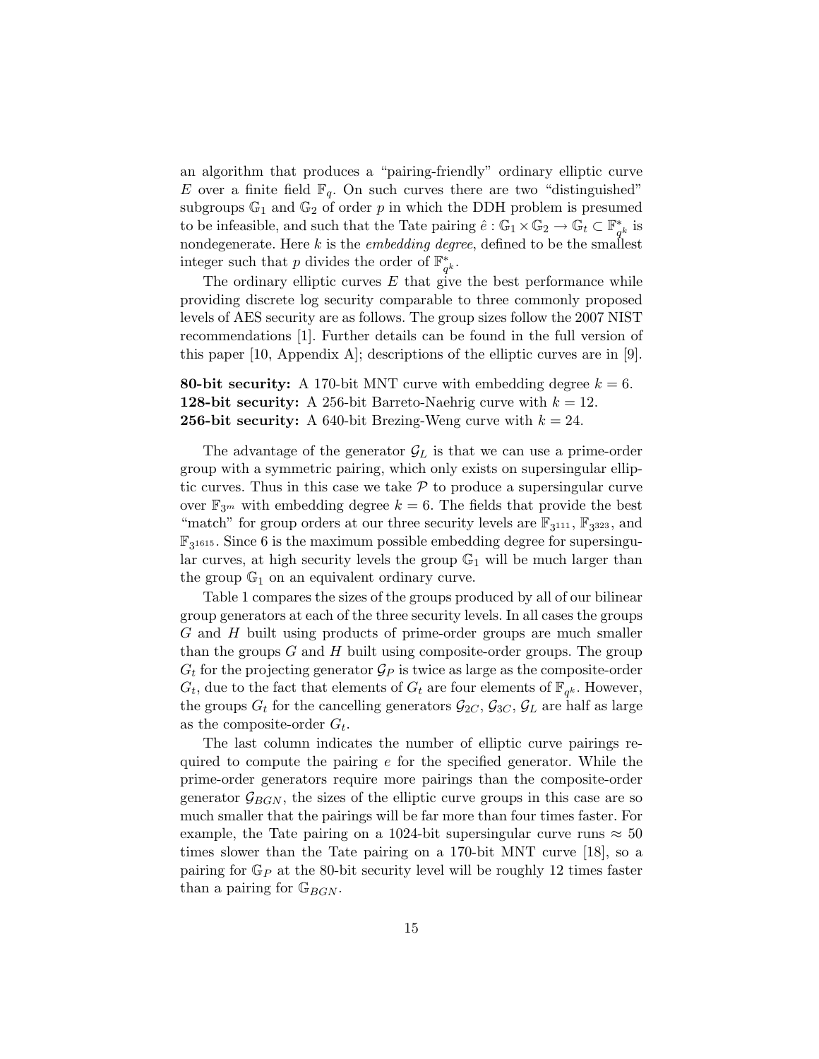an algorithm that produces a "pairing-friendly" ordinary elliptic curve $E$ over a finite field $\mathbb{F}_q$. On such curves there are two "distinguished" subgroups $\mathbb{G}_1$ and $\mathbb{G}_2$ of order $p$ in which the DDH problem is presumed to be infeasible, and such that the Tate pairing $\hat{e} : \mathbb{G}_1 \times \mathbb{G}_2 \to \mathbb{G}_t \subset \mathbb{F}_{q^k}^*$ is nondegenerate. Here $k$ is the *embedding degree*, defined to be the smallest integer such that $p$ divides the order of $\mathbb{F}_{q^k}^*$.

The ordinary elliptic curves $E$ that give the best performance while providing discrete log security comparable to three commonly proposed levels of AES security are as follows. The group sizes follow the 2007 NIST recommendations [1]. Further details can be found in the full version of this paper [10, Appendix A]; descriptions of the elliptic curves are in [9].

**80-bit security:** A 170-bit MNT curve with embedding degree $k = 6$.
**128-bit security:** A 256-bit Barreto-Naehrig curve with $k = 12$.
**256-bit security:** A 640-bit Brezing-Weng curve with $k = 24$.

The advantage of the generator $\mathcal{G}_L$ is that we can use a prime-order group with a symmetric pairing, which only exists on supersingular elliptic curves. Thus in this case we take $\mathcal{P}$ to produce a supersingular curve over $\mathbb{F}_{3^m}$ with embedding degree $k = 6$. The fields that provide the best "match" for group orders at our three security levels are $\mathbb{F}_{3^{111}}$, $\mathbb{F}_{3^{323}}$, and $\mathbb{F}_{3^{1615}}$. Since 6 is the maximum possible embedding degree for supersingular curves, at high security levels the group $\mathbb{G}_1$ will be much larger than the group $\mathbb{G}_1$ on an equivalent ordinary curve.

Table 1 compares the sizes of the groups produced by all of our bilinear group generators at each of the three security levels. In all cases the groups $G$ and $H$ built using products of prime-order groups are much smaller than the groups $G$ and $H$ built using composite-order groups. The group $G_t$ for the projecting generator $\mathcal{G}_P$ is twice as large as the composite-order $G_t$, due to the fact that elements of $G_t$ are four elements of $\mathbb{F}_{q^k}$. However, the groups $G_t$ for the cancelling generators $\mathcal{G}_{2C}$, $\mathcal{G}_{3C}$, $\mathcal{G}_L$ are half as large as the composite-order $G_t$.

The last column indicates the number of elliptic curve pairings required to compute the pairing $e$ for the specified generator. While the prime-order generators require more pairings than the composite-order generator $\mathcal{G}_{BGN}$, the sizes of the elliptic curve groups in this case are so much smaller that the pairings will be far more than four times faster. For example, the Tate pairing on a 1024-bit supersingular curve runs $\approx 50$ times slower than the Tate pairing on a 170-bit MNT curve [18], so a pairing for $\mathbb{G}_P$ at the 80-bit security level will be roughly 12 times faster than a pairing for $\mathbb{G}_{BGN}$.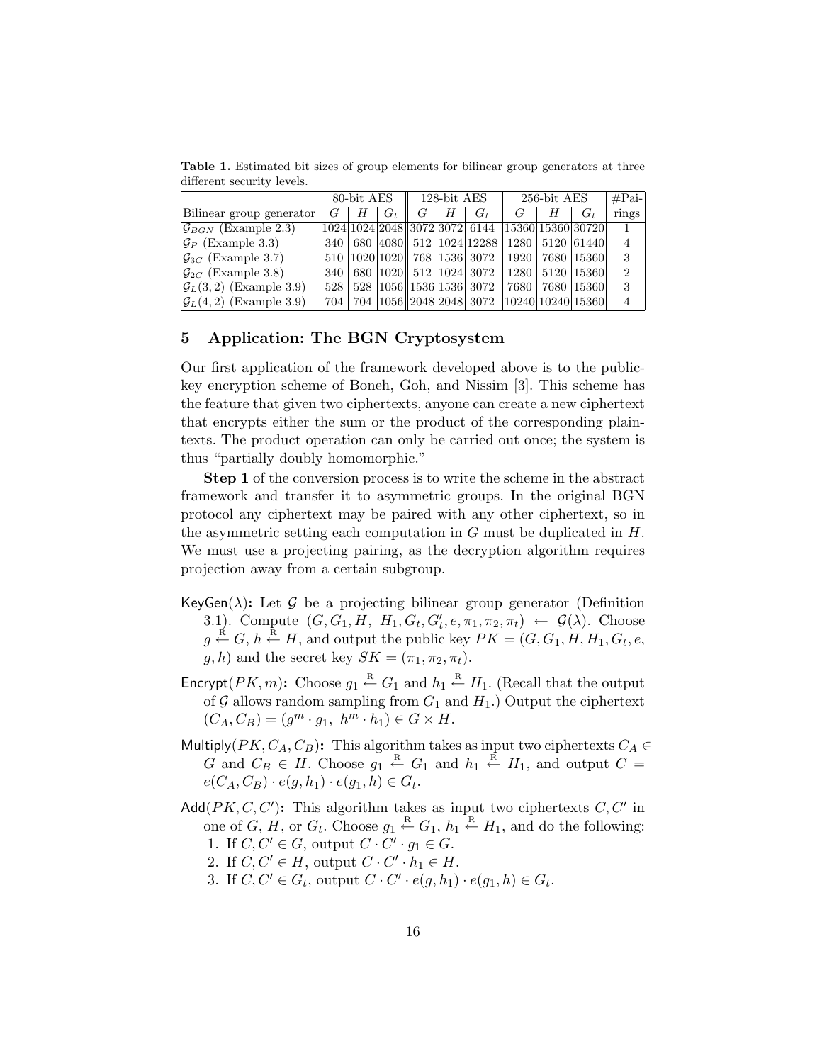**Table 1.** Estimated bit sizes of group elements for bilinear group generators at three different security levels.

| | 80-bit AES | | | 128-bit AES | | | 256-bit AES | | | #Pai- |
|---|---|---|---|---|---|---|---|---|---|---|
| Bilinear group generator | $G$ | $H$ | $G_t$ | $G$ | $H$ | $G_t$ | $G$ | $H$ | $G_t$ | rings |
| $\mathcal{G}_{BGN}$ (Example 2.3) | 1024 | 1024 | 2048 | 3072 | 3072 | 6144 | 15360 | 15360 | 30720 | 1 |
| $\mathcal{G}_P$ (Example 3.3) | 340 | 680 | 4080 | 512 | 1024 | 12288 | 1280 | 5120 | 61440 | 4 |
| $\mathcal{G}_{3C}$ (Example 3.7) | 510 | 1020 | 1020 | 768 | 1536 | 3072 | 1920 | 7680 | 15360 | 3 |
| $\mathcal{G}_{2C}$ (Example 3.8) | 340 | 680 | 1020 | 512 | 1024 | 3072 | 1280 | 5120 | 15360 | 2 |
| $\mathcal{G}_L(3,2)$ (Example 3.9) | 528 | 528 | 1056 | 1536 | 1536 | 3072 | 7680 | 7680 | 15360 | 3 |
| $\mathcal{G}_L(4,2)$ (Example 3.9) | 704 | 704 | 1056 | 2048 | 2048 | 3072 | 10240 | 10240 | 15360 | 4 |

## 5 Application: The BGN Cryptosystem

Our first application of the framework developed above is to the public-key encryption scheme of Boneh, Goh, and Nissim [3]. This scheme has the feature that given two ciphertexts, anyone can create a new ciphertext that encrypts either the sum or the product of the corresponding plaintexts. The product operation can only be carried out once; the system is thus "partially doubly homomorphic."

**Step 1** of the conversion process is to write the scheme in the abstract framework and transfer it to asymmetric groups. In the original BGN protocol any ciphertext may be paired with any other ciphertext, so in the asymmetric setting each computation in $G$ must be duplicated in $H$. We must use a projecting pairing, as the decryption algorithm requires projection away from a certain subgroup.

- $\mathsf{KeyGen}(\lambda)$**:** Let $\mathcal{G}$ be a projecting bilinear group generator (Definition 3.1). Compute $(G, G_1, H, H_1, G_t, G'_t, e, \pi_1, \pi_2, \pi_t) \leftarrow \mathcal{G}(\lambda)$. Choose $g \xleftarrow{R} G$, $h \xleftarrow{R} H$, and output the public key $PK = (G, G_1, H, H_1, G_t, e, g, h)$ and the secret key $SK = (\pi_1, \pi_2, \pi_t)$.
- $\mathsf{Encrypt}(PK, m)$**:** Choose $g_1 \xleftarrow{R} G_1$ and $h_1 \xleftarrow{R} H_1$. (Recall that the output of $\mathcal{G}$ allows random sampling from $G_1$ and $H_1$.) Output the ciphertext $(C_A, C_B) = (g^m \cdot g_1,\ h^m \cdot h_1) \in G \times H$.
- $\mathsf{Multiply}(PK, C_A, C_B)$**:** This algorithm takes as input two ciphertexts $C_A \in G$ and $C_B \in H$. Choose $g_1 \xleftarrow{R} G_1$ and $h_1 \xleftarrow{R} H_1$, and output $C = e(C_A, C_B) \cdot e(g, h_1) \cdot e(g_1, h) \in G_t$.
- $\mathsf{Add}(PK, C, C')$**:** This algorithm takes as input two ciphertexts $C, C'$ in one of $G$, $H$, or $G_t$. Choose $g_1 \xleftarrow{R} G_1$, $h_1 \xleftarrow{R} H_1$, and do the following:
  1. If $C, C' \in G$, output $C \cdot C' \cdot g_1 \in G$.
  2. If $C, C' \in H$, output $C \cdot C' \cdot h_1 \in H$.
  3. If $C, C' \in G_t$, output $C \cdot C' \cdot e(g, h_1) \cdot e(g_1, h) \in G_t$.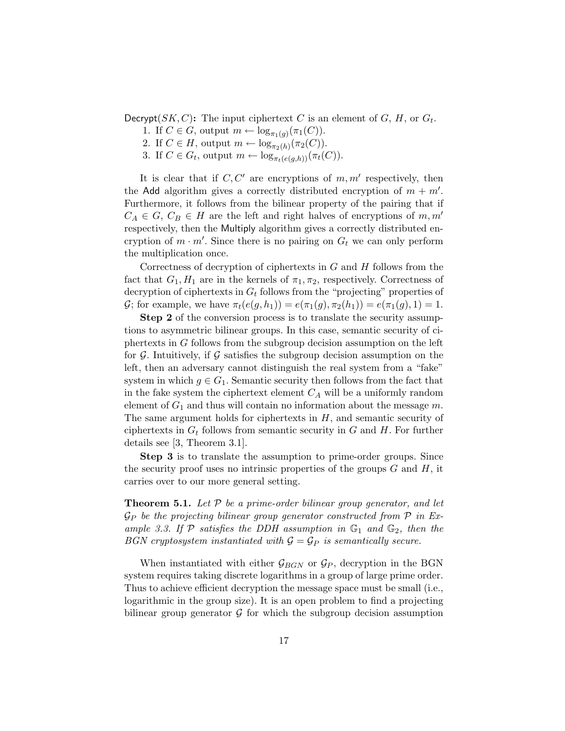$\mathsf{Decrypt}(SK, C)$**:** The input ciphertext $C$ is an element of $G$, $H$, or $G_t$.

1. If $C \in G$, output $m \leftarrow \log_{\pi_1(g)}(\pi_1(C))$.
2. If $C \in H$, output $m \leftarrow \log_{\pi_2(h)}(\pi_2(C))$.
3. If $C \in G_t$, output $m \leftarrow \log_{\pi_t(e(g,h))}(\pi_t(C))$.

It is clear that if $C, C'$ are encryptions of $m, m'$ respectively, then the $\mathsf{Add}$ algorithm gives a correctly distributed encryption of $m + m'$. Furthermore, it follows from the bilinear property of the pairing that if $C_A \in G$, $C_B \in H$ are the left and right halves of encryptions of $m, m'$ respectively, then the $\mathsf{Multiply}$ algorithm gives a correctly distributed encryption of $m \cdot m'$. Since there is no pairing on $G_t$ we can only perform the multiplication once.

Correctness of decryption of ciphertexts in $G$ and $H$ follows from the fact that $G_1, H_1$ are in the kernels of $\pi_1, \pi_2$, respectively. Correctness of decryption of ciphertexts in $G_t$ follows from the "projecting" properties of $\mathcal{G}$; for example, we have $\pi_t(e(g, h_1)) = e(\pi_1(g), \pi_2(h_1)) = e(\pi_1(g), 1) = 1$.

**Step 2** of the conversion process is to translate the security assumptions to asymmetric bilinear groups. In this case, semantic security of ciphertexts in $G$ follows from the subgroup decision assumption on the left for $\mathcal{G}$. Intuitively, if $\mathcal{G}$ satisfies the subgroup decision assumption on the left, then an adversary cannot distinguish the real system from a "fake" system in which $g \in G_1$. Semantic security then follows from the fact that in the fake system the ciphertext element $C_A$ will be a uniformly random element of $G_1$ and thus will contain no information about the message $m$. The same argument holds for ciphertexts in $H$, and semantic security of ciphertexts in $G_t$ follows from semantic security in $G$ and $H$. For further details see [3, Theorem 3.1].

**Step 3** is to translate the assumption to prime-order groups. Since the security proof uses no intrinsic properties of the groups $G$ and $H$, it carries over to our more general setting.

**Theorem 5.1.** *Let $\mathcal{P}$ be a prime-order bilinear group generator, and let $\mathcal{G}_P$ be the projecting bilinear group generator constructed from $\mathcal{P}$ in Example 3.3. If $\mathcal{P}$ satisfies the DDH assumption in $\mathbb{G}_1$ and $\mathbb{G}_2$, then the BGN cryptosystem instantiated with $\mathcal{G} = \mathcal{G}_P$ is semantically secure.*

When instantiated with either $\mathcal{G}_{BGN}$ or $\mathcal{G}_P$, decryption in the BGN system requires taking discrete logarithms in a group of large prime order. Thus to achieve efficient decryption the message space must be small (i.e., logarithmic in the group size). It is an open problem to find a projecting bilinear group generator $\mathcal{G}$ for which the subgroup decision assumption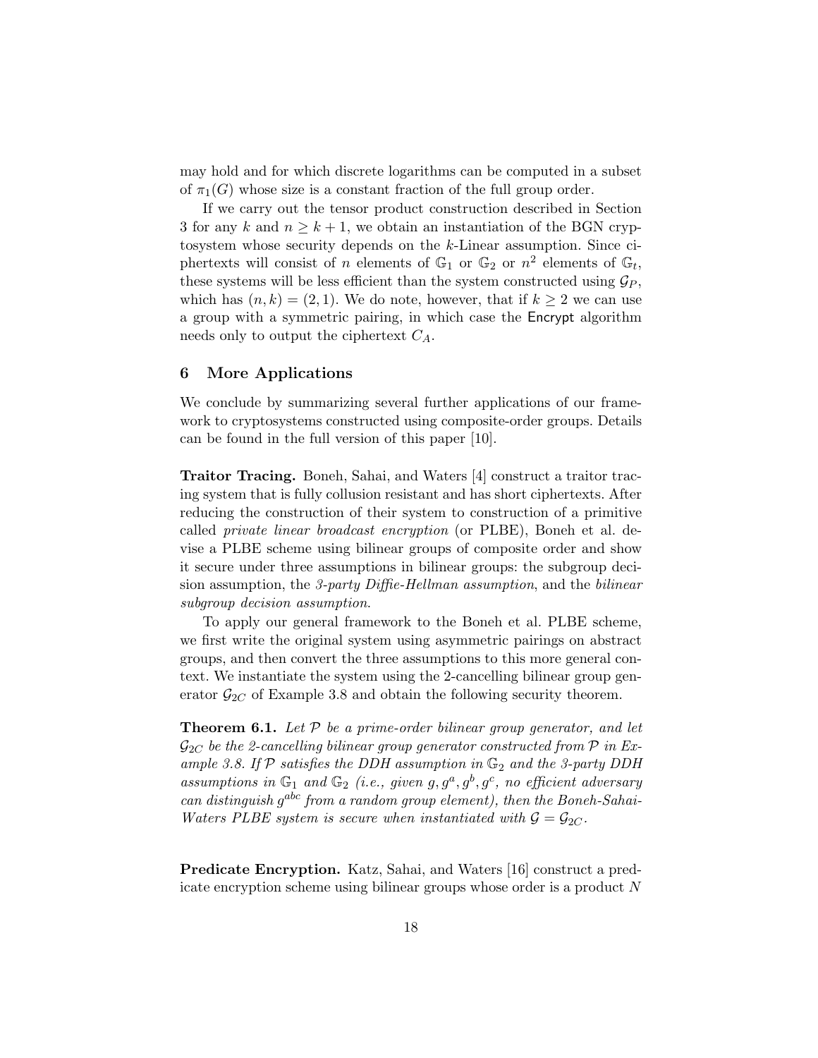may hold and for which discrete logarithms can be computed in a subset of $\pi_1(G)$ whose size is a constant fraction of the full group order.

If we carry out the tensor product construction described in Section 3 for any $k$ and $n \geq k+1$, we obtain an instantiation of the BGN cryptosystem whose security depends on the $k$-Linear assumption. Since ciphertexts will consist of $n$ elements of $\mathbb{G}_1$ or $\mathbb{G}_2$ or $n^2$ elements of $\mathbb{G}_t$, these systems will be less efficient than the system constructed using $\mathcal{G}_P$, which has $(n, k) = (2, 1)$. We do note, however, that if $k \geq 2$ we can use a group with a symmetric pairing, in which case the Encrypt algorithm needs only to output the ciphertext $C_A$.

## 6 More Applications

We conclude by summarizing several further applications of our framework to cryptosystems constructed using composite-order groups. Details can be found in the full version of this paper [10].

**Traitor Tracing.** Boneh, Sahai, and Waters [4] construct a traitor tracing system that is fully collusion resistant and has short ciphertexts. After reducing the construction of their system to construction of a primitive called *private linear broadcast encryption* (or PLBE), Boneh et al. devise a PLBE scheme using bilinear groups of composite order and show it secure under three assumptions in bilinear groups: the subgroup decision assumption, the *3-party Diffie-Hellman assumption*, and the *bilinear subgroup decision assumption*.

To apply our general framework to the Boneh et al. PLBE scheme, we first write the original system using asymmetric pairings on abstract groups, and then convert the three assumptions to this more general context. We instantiate the system using the 2-cancelling bilinear group generator $\mathcal{G}_{2C}$ of Example 3.8 and obtain the following security theorem.

**Theorem 6.1.** *Let $\mathcal{P}$ be a prime-order bilinear group generator, and let $\mathcal{G}_{2C}$ be the 2-cancelling bilinear group generator constructed from $\mathcal{P}$ in Example 3.8. If $\mathcal{P}$ satisfies the DDH assumption in $\mathbb{G}_2$ and the 3-party DDH assumptions in $\mathbb{G}_1$ and $\mathbb{G}_2$ (i.e., given $g, g^a, g^b, g^c$, no efficient adversary can distinguish $g^{abc}$ from a random group element), then the Boneh-Sahai-Waters PLBE system is secure when instantiated with $\mathcal{G} = \mathcal{G}_{2C}$.*

**Predicate Encryption.** Katz, Sahai, and Waters [16] construct a predicate encryption scheme using bilinear groups whose order is a product $N$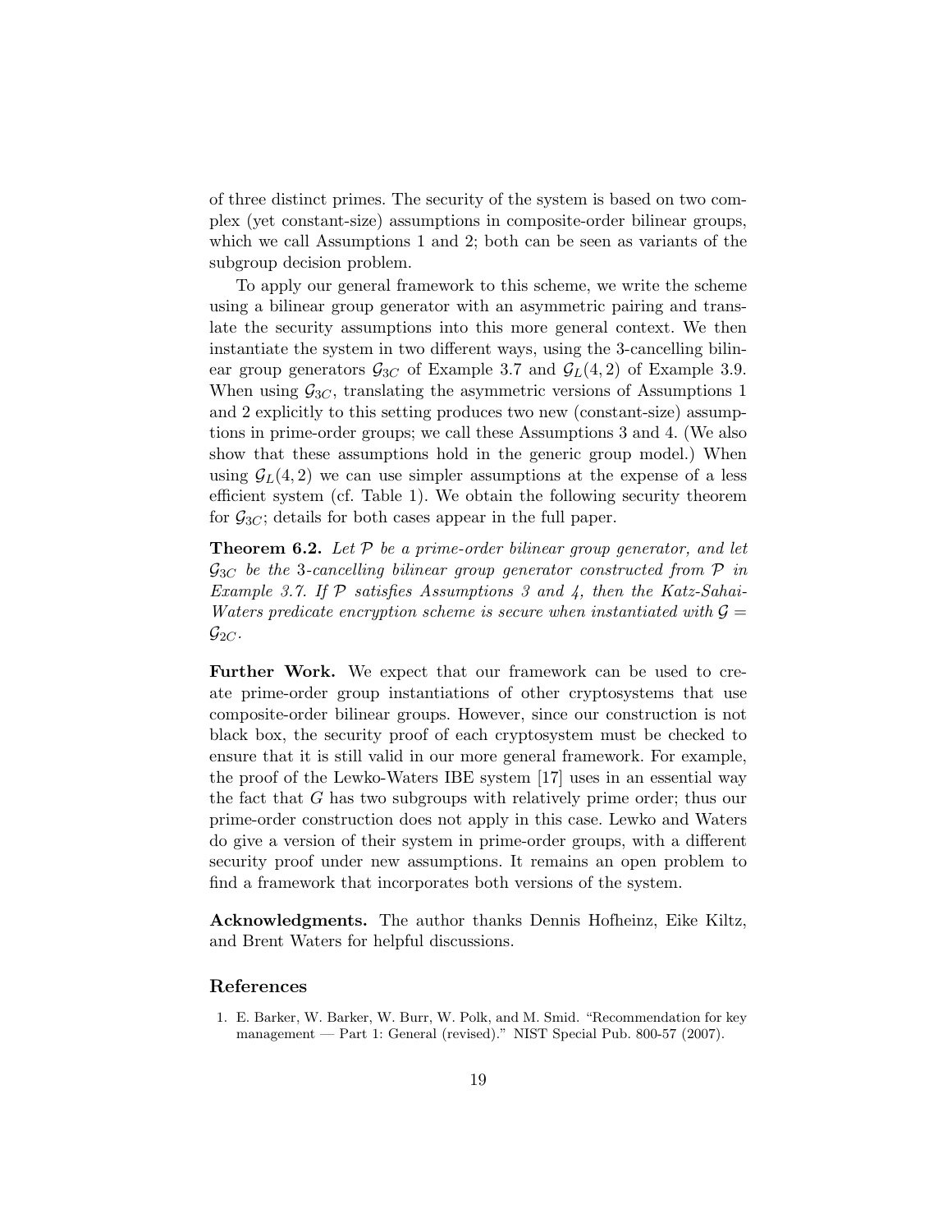of three distinct primes. The security of the system is based on two complex (yet constant-size) assumptions in composite-order bilinear groups, which we call Assumptions 1 and 2; both can be seen as variants of the subgroup decision problem.

To apply our general framework to this scheme, we write the scheme using a bilinear group generator with an asymmetric pairing and translate the security assumptions into this more general context. We then instantiate the system in two different ways, using the 3-cancelling bilinear group generators $\mathcal{G}_{3C}$ of Example 3.7 and $\mathcal{G}_L(4,2)$ of Example 3.9. When using $\mathcal{G}_{3C}$, translating the asymmetric versions of Assumptions 1 and 2 explicitly to this setting produces two new (constant-size) assumptions in prime-order groups; we call these Assumptions 3 and 4. (We also show that these assumptions hold in the generic group model.) When using $\mathcal{G}_L(4,2)$ we can use simpler assumptions at the expense of a less efficient system (cf. Table 1). We obtain the following security theorem for $\mathcal{G}_{3C}$; details for both cases appear in the full paper.

**Theorem 6.2.** *Let $\mathcal{P}$ be a prime-order bilinear group generator, and let $\mathcal{G}_{3C}$ be the 3-cancelling bilinear group generator constructed from $\mathcal{P}$ in Example 3.7. If $\mathcal{P}$ satisfies Assumptions 3 and 4, then the Katz-Sahai-Waters predicate encryption scheme is secure when instantiated with $\mathcal{G} = \mathcal{G}_{2C}$.*

**Further Work.** We expect that our framework can be used to create prime-order group instantiations of other cryptosystems that use composite-order bilinear groups. However, since our construction is not black box, the security proof of each cryptosystem must be checked to ensure that it is still valid in our more general framework. For example, the proof of the Lewko-Waters IBE system [17] uses in an essential way the fact that $G$ has two subgroups with relatively prime order; thus our prime-order construction does not apply in this case. Lewko and Waters do give a version of their system in prime-order groups, with a different security proof under new assumptions. It remains an open problem to find a framework that incorporates both versions of the system.

**Acknowledgments.** The author thanks Dennis Hofheinz, Eike Kiltz, and Brent Waters for helpful discussions.

## References

1. E. Barker, W. Barker, W. Burr, W. Polk, and M. Smid. "Recommendation for key management — Part 1: General (revised)." NIST Special Pub. 800-57 (2007).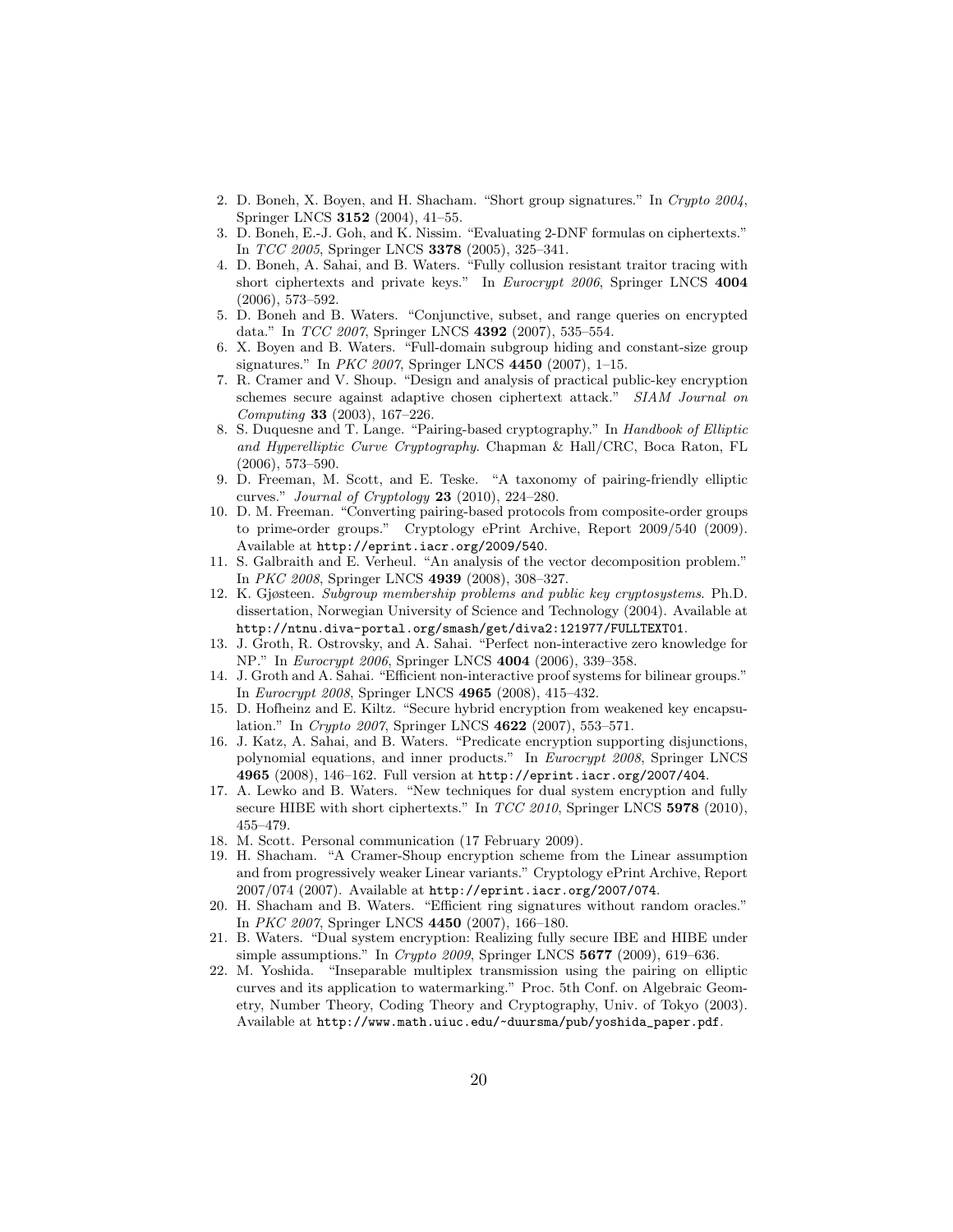2. D. Boneh, X. Boyen, and H. Shacham. "Short group signatures." In *Crypto 2004*, Springer LNCS **3152** (2004), 41–55.
3. D. Boneh, E.-J. Goh, and K. Nissim. "Evaluating 2-DNF formulas on ciphertexts." In *TCC 2005*, Springer LNCS **3378** (2005), 325–341.
4. D. Boneh, A. Sahai, and B. Waters. "Fully collusion resistant traitor tracing with short ciphertexts and private keys." In *Eurocrypt 2006*, Springer LNCS **4004** (2006), 573–592.
5. D. Boneh and B. Waters. "Conjunctive, subset, and range queries on encrypted data." In *TCC 2007*, Springer LNCS **4392** (2007), 535–554.
6. X. Boyen and B. Waters. "Full-domain subgroup hiding and constant-size group signatures." In *PKC 2007*, Springer LNCS **4450** (2007), 1–15.
7. R. Cramer and V. Shoup. "Design and analysis of practical public-key encryption schemes secure against adaptive chosen ciphertext attack." *SIAM Journal on Computing* **33** (2003), 167–226.
8. S. Duquesne and T. Lange. "Pairing-based cryptography." In *Handbook of Elliptic and Hyperelliptic Curve Cryptography*. Chapman & Hall/CRC, Boca Raton, FL (2006), 573–590.
9. D. Freeman, M. Scott, and E. Teske. "A taxonomy of pairing-friendly elliptic curves." *Journal of Cryptology* **23** (2010), 224–280.
10. D. M. Freeman. "Converting pairing-based protocols from composite-order groups to prime-order groups." Cryptology ePrint Archive, Report 2009/540 (2009). Available at `http://eprint.iacr.org/2009/540`.
11. S. Galbraith and E. Verheul. "An analysis of the vector decomposition problem." In *PKC 2008*, Springer LNCS **4939** (2008), 308–327.
12. K. Gjøsteen. *Subgroup membership problems and public key cryptosystems*. Ph.D. dissertation, Norwegian University of Science and Technology (2004). Available at `http://ntnu.diva-portal.org/smash/get/diva2:121977/FULLTEXT01`.
13. J. Groth, R. Ostrovsky, and A. Sahai. "Perfect non-interactive zero knowledge for NP." In *Eurocrypt 2006*, Springer LNCS **4004** (2006), 339–358.
14. J. Groth and A. Sahai. "Efficient non-interactive proof systems for bilinear groups." In *Eurocrypt 2008*, Springer LNCS **4965** (2008), 415–432.
15. D. Hofheinz and E. Kiltz. "Secure hybrid encryption from weakened key encapsulation." In *Crypto 2007*, Springer LNCS **4622** (2007), 553–571.
16. J. Katz, A. Sahai, and B. Waters. "Predicate encryption supporting disjunctions, polynomial equations, and inner products." In *Eurocrypt 2008*, Springer LNCS **4965** (2008), 146–162. Full version at `http://eprint.iacr.org/2007/404`.
17. A. Lewko and B. Waters. "New techniques for dual system encryption and fully secure HIBE with short ciphertexts." In *TCC 2010*, Springer LNCS **5978** (2010), 455–479.
18. M. Scott. Personal communication (17 February 2009).
19. H. Shacham. "A Cramer-Shoup encryption scheme from the Linear assumption and from progressively weaker Linear variants." Cryptology ePrint Archive, Report 2007/074 (2007). Available at `http://eprint.iacr.org/2007/074`.
20. H. Shacham and B. Waters. "Efficient ring signatures without random oracles." In *PKC 2007*, Springer LNCS **4450** (2007), 166–180.
21. B. Waters. "Dual system encryption: Realizing fully secure IBE and HIBE under simple assumptions." In *Crypto 2009*, Springer LNCS **5677** (2009), 619–636.
22. M. Yoshida. "Inseparable multiplex transmission using the pairing on elliptic curves and its application to watermarking." Proc. 5th Conf. on Algebraic Geometry, Number Theory, Coding Theory and Cryptography, Univ. of Tokyo (2003). Available at `http://www.math.uiuc.edu/~duursma/pub/yoshida_paper.pdf`.